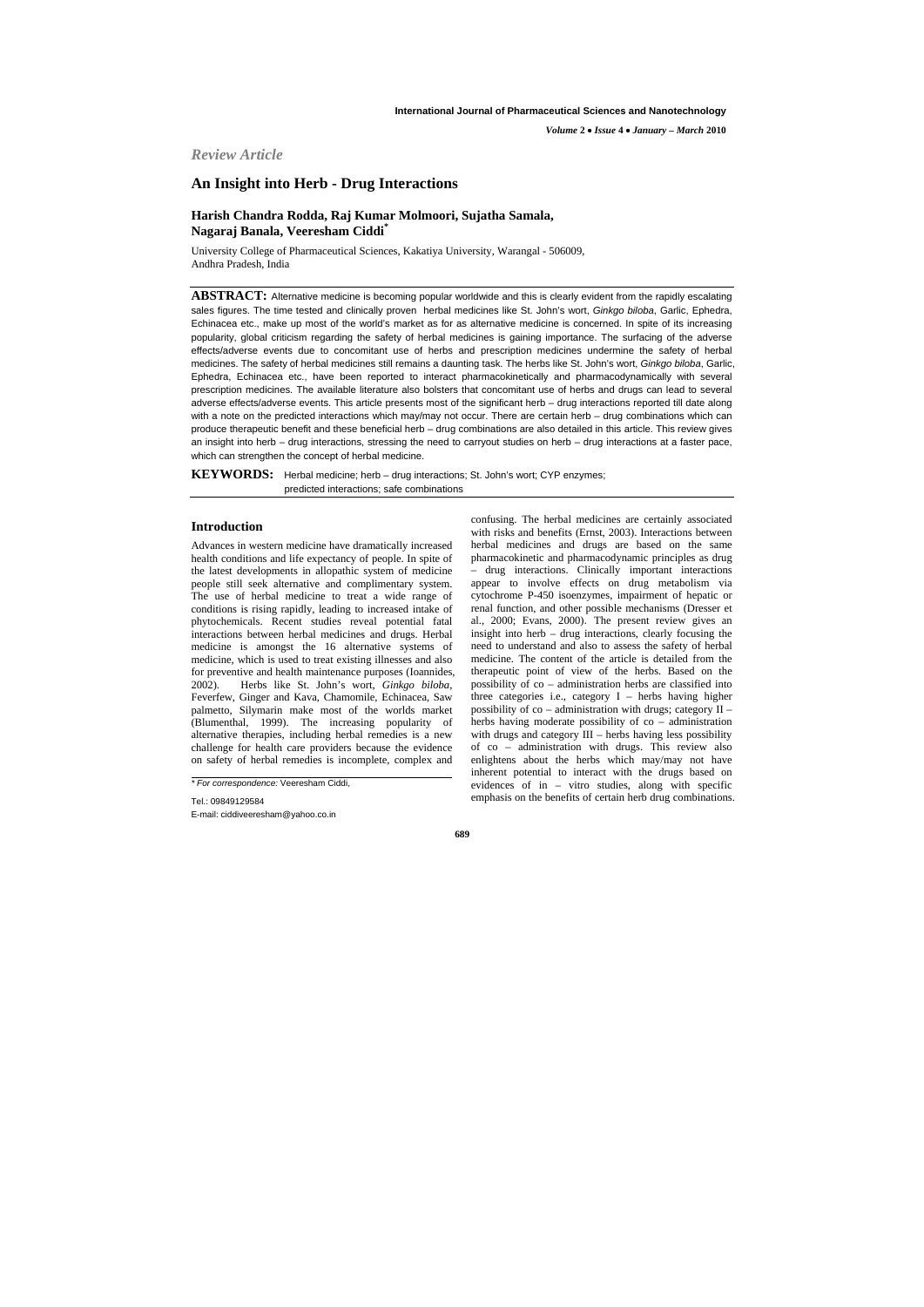*Review Article*

# An Insight into Herb - Drug Interactions

**Harish Chandra Rodda, Raj Kumar Molmoori, Sujatha Samala, Nagaraj Banala, Veeresham Ciddi***

University College of Pharmaceutical Sciences, Kakatiya University, Warangal - 506009, Andhra Pradesh, India

**ABSTRACT:** Alternative medicine is becoming popular worldwide and this is clearly evident from the rapidly escalating sales figures. The time tested and clinically proven herbal medicines like St. John's wort, *Ginkgo biloba*, Garlic, Ephedra, Echinacea etc., make up most of the world's market as for as alternative medicine is concerned. In spite of its increasing popularity, global criticism regarding the safety of herbal medicines is gaining importance. The surfacing of the adverse effects/adverse events due to concomitant use of herbs and prescription medicines undermine the safety of herbal medicines. The safety of herbal medicines still remains a daunting task. The herbs like St. John's wort, *Ginkgo biloba*, Garlic, Ephedra, Echinacea etc., have been reported to interact pharmacokinetically and pharmacodynamically with several prescription medicines. The available literature also bolsters that concomitant use of herbs and drugs can lead to several adverse effects/adverse events. This article presents most of the significant herb – drug interactions reported till date along with a note on the predicted interactions which may/may not occur. There are certain herb – drug combinations which can produce therapeutic benefit and these beneficial herb – drug combinations are also detailed in this article. This review gives an insight into herb – drug interactions, stressing the need to carryout studies on herb – drug interactions at a faster pace, which can strengthen the concept of herbal medicine.

**KEYWORDS:** Herbal medicine; herb – drug interactions; St. John's wort; CYP enzymes; predicted interactions; safe combinations

## Introduction

Advances in western medicine have dramatically increased health conditions and life expectancy of people. In spite of the latest developments in allopathic system of medicine people still seek alternative and complimentary system. The use of herbal medicine to treat a wide range of conditions is rising rapidly, leading to increased intake of phytochemicals. Recent studies reveal potential fatal interactions between herbal medicines and drugs. Herbal medicine is amongst the 16 alternative systems of medicine, which is used to treat existing illnesses and also for preventive and health maintenance purposes (Ioannides, 2002). Herbs like St. John's wort, *Ginkgo biloba*, Feverfew, Ginger and Kava, Chamomile, Echinacea, Saw palmetto, Silymarin make most of the worlds market (Blumenthal, 1999). The increasing popularity of alternative therapies, including herbal remedies is a new challenge for health care providers because the evidence on safety of herbal remedies is incomplete, complex and confusing. The herbal medicines are certainly associated with risks and benefits (Ernst, 2003). Interactions between herbal medicines and drugs are based on the same pharmacokinetic and pharmacodynamic principles as drug – drug interactions. Clinically important interactions appear to involve effects on drug metabolism via cytochrome P-450 isoenzymes, impairment of hepatic or renal function, and other possible mechanisms (Dresser et al., 2000; Evans, 2000). The present review gives an insight into herb – drug interactions, clearly focusing the need to understand and also to assess the safety of herbal medicine. The content of the article is detailed from the therapeutic point of view of the herbs. Based on the possibility of co – administration herbs are classified into three categories i.e., category I – herbs having higher possibility of co – administration with drugs; category II – herbs having moderate possibility of co – administration with drugs and category III – herbs having less possibility of co – administration with drugs. This review also enlightens about the herbs which may/may not have inherent potential to interact with the drugs based on evidences of in – vitro studies, along with specific emphasis on the benefits of certain herb drug combinations.

\* *For correspondence:* Veeresham Ciddi,

Tel.: 09849129584

E-mail: ciddiveeresham@yahoo.co.in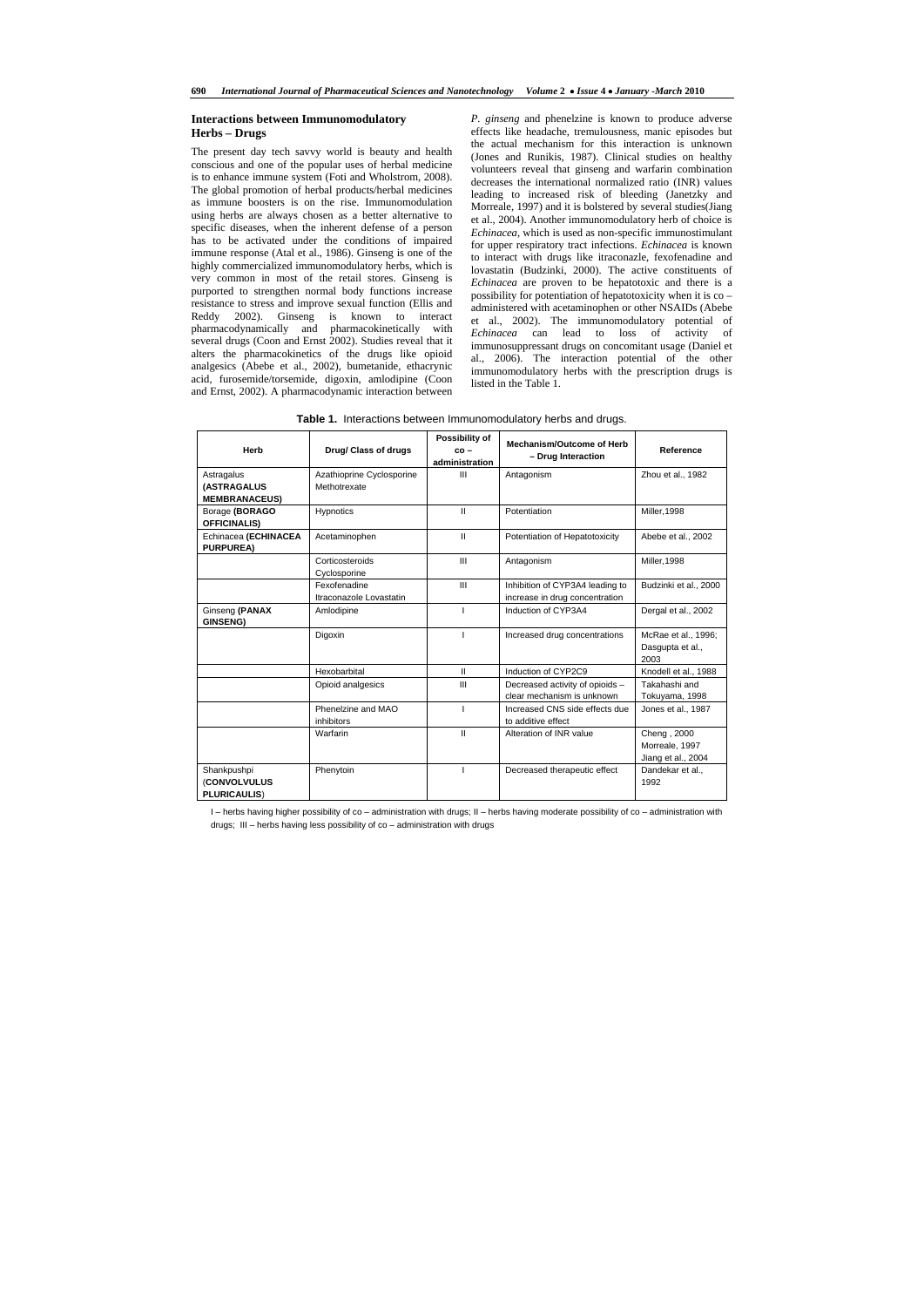## Interactions between Immunomodulatory Herbs – Drugs

The present day tech savvy world is beauty and health conscious and one of the popular uses of herbal medicine is to enhance immune system (Foti and Wholstrom, 2008). The global promotion of herbal products/herbal medicines as immune boosters is on the rise. Immunomodulation using herbs are always chosen as a better alternative to specific diseases, when the inherent defense of a person has to be activated under the conditions of impaired immune response (Atal et al., 1986). Ginseng is one of the highly commercialized immunomodulatory herbs, which is very common in most of the retail stores. Ginseng is purported to strengthen normal body functions increase resistance to stress and improve sexual function (Ellis and Reddy 2002). Ginseng is known to interact pharmacodynamically and pharmacokinetically with several drugs (Coon and Ernst 2002). Studies reveal that it alters the pharmacokinetics of the drugs like opioid analgesics (Abebe et al., 2002), bumetanide, ethacrynic acid, furosemide/torsemide, digoxin, amlodipine (Coon and Ernst, 2002). A pharmacodynamic interaction between *P. ginseng* and phenelzine is known to produce adverse effects like headache, tremulousness, manic episodes but the actual mechanism for this interaction is unknown (Jones and Runikis, 1987). Clinical studies on healthy volunteers reveal that ginseng and warfarin combination decreases the international normalized ratio (INR) values leading to increased risk of bleeding (Janetzky and Morreale, 1997) and it is bolstered by several studies(Jiang et al., 2004). Another immunomodulatory herb of choice is *Echinacea*, which is used as non-specific immunostimulant for upper respiratory tract infections. *Echinacea* is known to interact with drugs like itraconazle, fexofenadine and lovastatin (Budzinki, 2000). The active constituents of *Echinacea* are proven to be hepatotoxic and there is a possibility for potentiation of hepatotoxicity when it is co – administered with acetaminophen or other NSAIDs (Abebe et al., 2002). The immunomodulatory potential of *Echinacea* can lead to loss of activity of immunosuppressant drugs on concomitant usage (Daniel et al., 2006). The interaction potential of the other immunomodulatory herbs with the prescription drugs is listed in the Table 1.

**Table 1.** Interactions between Immunomodulatory herbs and drugs.

| Herb | Drug/ Class of drugs | Possibility of co – administration | Mechanism/Outcome of Herb – Drug Interaction | Reference |
|---|---|---|---|---|
| Astragalus **(ASTRAGALUS MEMBRANACEUS)** | Azathioprine Cyclosporine Methotrexate | III | Antagonism | Zhou et al., 1982 |
| Borage **(BORAGO OFFICINALIS)** | Hypnotics | II | Potentiation | Miller,1998 |
| Echinacea **(ECHINACEA PURPUREA)** | Acetaminophen | II | Potentiation of Hepatotoxicity | Abebe et al., 2002 |
| | Corticosteroids Cyclosporine | III | Antagonism | Miller,1998 |
| | Fexofenadine Itraconazole Lovastatin | III | Inhibition of CYP3A4 leading to increase in drug concentration | Budzinki et al., 2000 |
| Ginseng **(PANAX GINSENG)** | Amlodipine | I | Induction of CYP3A4 | Dergal et al., 2002 |
| | Digoxin | I | Increased drug concentrations | McRae et al., 1996; Dasgupta et al., 2003 |
| | Hexobarbital | II | Induction of CYP2C9 | Knodell et al., 1988 |
| | Opioid analgesics | III | Decreased activity of opioids – clear mechanism is unknown | Takahashi and Tokuyama, 1998 |
| | Phenelzine and MAO inhibitors | I | Increased CNS side effects due to additive effect | Jones et al., 1987 |
| | Warfarin | II | Alteration of INR value | Cheng , 2000 Morreale, 1997 Jiang et al., 2004 |
| Shankpushpi (**CONVOLVULUS PLURICAULIS**) | Phenytoin | I | Decreased therapeutic effect | Dandekar et al., 1992 |

I – herbs having higher possibility of co – administration with drugs; II – herbs having moderate possibility of co – administration with drugs; III – herbs having less possibility of co – administration with drugs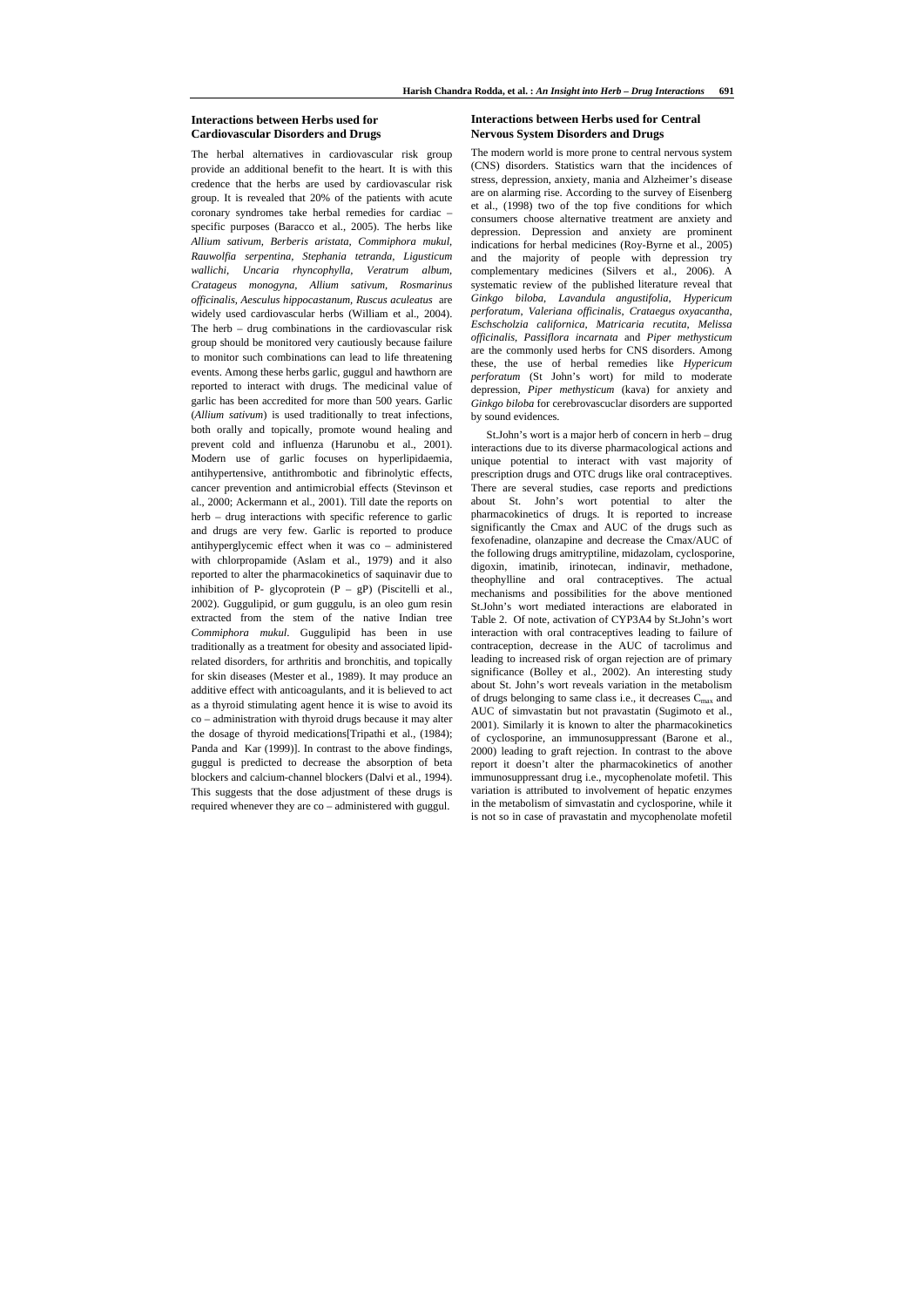## Interactions between Herbs used for Cardiovascular Disorders and Drugs

The herbal alternatives in cardiovascular risk group provide an additional benefit to the heart. It is with this credence that the herbs are used by cardiovascular risk group. It is revealed that 20% of the patients with acute coronary syndromes take herbal remedies for cardiac – specific purposes (Baracco et al., 2005). The herbs like *Allium sativum, Berberis aristata, Commiphora mukul, Rauwolfia serpentina, Stephania tetranda, Ligusticum wallichi, Uncaria rhyncophylla, Veratrum album, Cratageus monogyna, Allium sativum, Rosmarinus officinalis, Aesculus hippocastanum, Ruscus aculeatus* are widely used cardiovascular herbs (William et al., 2004). The herb – drug combinations in the cardiovascular risk group should be monitored very cautiously because failure to monitor such combinations can lead to life threatening events. Among these herbs garlic, guggul and hawthorn are reported to interact with drugs. The medicinal value of garlic has been accredited for more than 500 years. Garlic (*Allium sativum*) is used traditionally to treat infections, both orally and topically, promote wound healing and prevent cold and influenza (Harunobu et al., 2001). Modern use of garlic focuses on hyperlipidaemia, antihypertensive, antithrombotic and fibrinolytic effects, cancer prevention and antimicrobial effects (Stevinson et al., 2000; Ackermann et al., 2001). Till date the reports on herb – drug interactions with specific reference to garlic and drugs are very few. Garlic is reported to produce antihyperglycemic effect when it was co – administered with chlorpropamide (Aslam et al., 1979) and it also reported to alter the pharmacokinetics of saquinavir due to inhibition of P- glycoprotein (P – gP) (Piscitelli et al., 2002). Guggulipid, or gum guggulu, is an oleo gum resin extracted from the stem of the native Indian tree *Commiphora mukul*. Guggulipid has been in use traditionally as a treatment for obesity and associated lipid-related disorders, for arthritis and bronchitis, and topically for skin diseases (Mester et al., 1989). It may produce an additive effect with anticoagulants, and it is believed to act as a thyroid stimulating agent hence it is wise to avoid its co – administration with thyroid drugs because it may alter the dosage of thyroid medications[Tripathi et al., (1984); Panda and Kar (1999)]. In contrast to the above findings, guggul is predicted to decrease the absorption of beta blockers and calcium-channel blockers (Dalvi et al., 1994). This suggests that the dose adjustment of these drugs is required whenever they are co – administered with guggul.

## Interactions between Herbs used for Central Nervous System Disorders and Drugs

The modern world is more prone to central nervous system (CNS) disorders. Statistics warn that the incidences of stress, depression, anxiety, mania and Alzheimer's disease are on alarming rise. According to the survey of Eisenberg et al., (1998) two of the top five conditions for which consumers choose alternative treatment are anxiety and depression. Depression and anxiety are prominent indications for herbal medicines (Roy-Byrne et al., 2005) and the majority of people with depression try complementary medicines (Silvers et al., 2006). A systematic review of the published literature reveal that *Ginkgo biloba, Lavandula angustifolia, Hypericum perforatum, Valeriana officinalis, Crataegus oxyacantha, Eschscholzia californica, Matricaria recutita, Melissa officinalis, Passiflora incarnata* and *Piper methysticum* are the commonly used herbs for CNS disorders. Among these, the use of herbal remedies like *Hypericum perforatum* (St John's wort) for mild to moderate depression, *Piper methysticum* (kava) for anxiety and *Ginkgo biloba* for cerebrovascular disorders are supported by sound evidences.

St.John's wort is a major herb of concern in herb – drug interactions due to its diverse pharmacological actions and unique potential to interact with vast majority of prescription drugs and OTC drugs like oral contraceptives. There are several studies, case reports and predictions about St. John's wort potential to alter the pharmacokinetics of drugs. It is reported to increase significantly the Cmax and AUC of the drugs such as fexofenadine, olanzapine and decrease the Cmax/AUC of the following drugs amitryptiline, midazolam, cyclosporine, digoxin, imatinib, irinotecan, indinavir, methadone, theophylline and oral contraceptives. The actual mechanisms and possibilities for the above mentioned St.John's wort mediated interactions are elaborated in Table 2. Of note, activation of CYP3A4 by St.John's wort interaction with oral contraceptives leading to failure of contraception, decrease in the AUC of tacrolimus and leading to increased risk of organ rejection are of primary significance (Bolley et al., 2002). An interesting study about St. John's wort reveals variation in the metabolism of drugs belonging to same class i.e., it decreases $C_{max}$ and AUC of simvastatin but not pravastatin (Sugimoto et al., 2001). Similarly it is known to alter the pharmacokinetics of cyclosporine, an immunosuppressant (Barone et al., 2000) leading to graft rejection. In contrast to the above report it doesn't alter the pharmacokinetics of another immunosuppressant drug i.e., mycophenolate mofetil. This variation is attributed to involvement of hepatic enzymes in the metabolism of simvastatin and cyclosporine, while it is not so in case of pravastatin and mycophenolate mofetil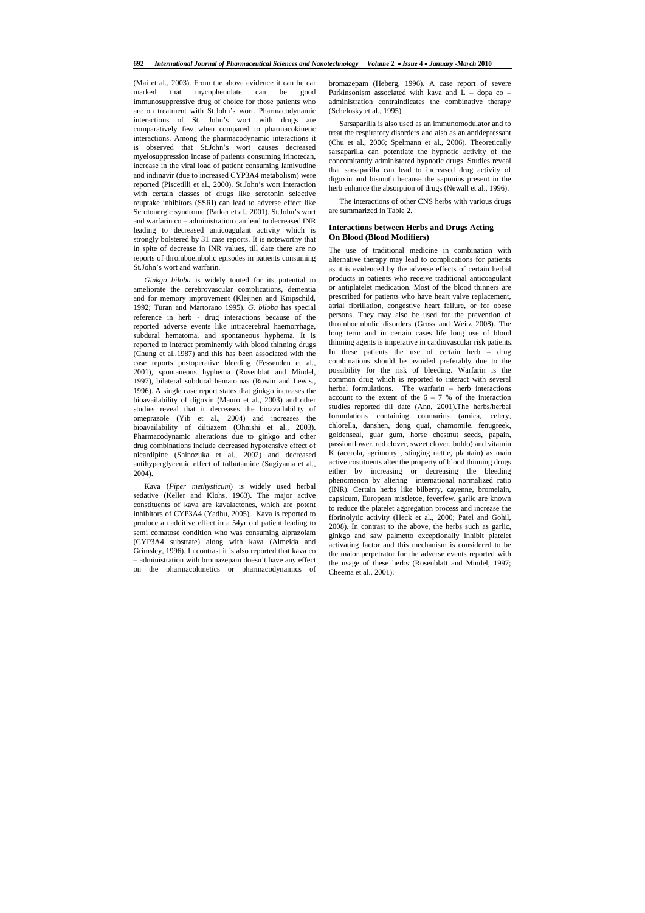(Mai et al., 2003). From the above evidence it can be ear marked that mycophenolate can be good immunosuppressive drug of choice for those patients who are on treatment with St.John's wort. Pharmacodynamic interactions of St. John's wort with drugs are comparatively few when compared to pharmacokinetic interactions. Among the pharmacodynamic interactions it is observed that St.John's wort causes decreased myelosuppression incase of patients consuming irinotecan, increase in the viral load of patient consuming lamivudine and indinavir (due to increased CYP3A4 metabolism) were reported (Piscetilli et al., 2000). St.John's wort interaction with certain classes of drugs like serotonin selective reuptake inhibitors (SSRI) can lead to adverse effect like Serotonergic syndrome (Parker et al., 2001). St.John's wort and warfarin co – administration can lead to decreased INR leading to decreased anticoagulant activity which is strongly bolstered by 31 case reports. It is noteworthy that in spite of decrease in INR values, till date there are no reports of thromboembolic episodes in patients consuming St.John's wort and warfarin.

*Ginkgo biloba* is widely touted for its potential to ameliorate the cerebrovascular complications, dementia and for memory improvement (Kleijnen and Knipschild, 1992; Turan and Martorano 1995). *G. biloba* has special reference in herb - drug interactions because of the reported adverse events like intracerebral haemorrhage, subdural hematoma, and spontaneous hyphema. It is reported to interact prominently with blood thinning drugs (Chung et al.,1987) and this has been associated with the case reports postoperative bleeding (Fessenden et al., 2001), spontaneous hyphema (Rosenblat and Mindel, 1997), bilateral subdural hematomas (Rowin and Lewis., 1996). A single case report states that ginkgo increases the bioavailability of digoxin (Mauro et al., 2003) and other studies reveal that it decreases the bioavailability of omeprazole (Yib et al., 2004) and increases the bioavailability of diltiazem (Ohnishi et al., 2003). Pharmacodynamic alterations due to ginkgo and other drug combinations include decreased hypotensive effect of nicardipine (Shinozuka et al., 2002) and decreased antihyperglycemic effect of tolbutamide (Sugiyama et al., 2004).

Kava (*Piper methysticum*) is widely used herbal sedative (Keller and Klohs, 1963). The major active constituents of kava are kavalactones, which are potent inhibitors of CYP3A4 (Yadhu, 2005). Kava is reported to produce an additive effect in a 54yr old patient leading to semi comatose condition who was consuming alprazolam (CYP3A4 substrate) along with kava (Almeida and Grimsley, 1996). In contrast it is also reported that kava co – administration with bromazepam doesn't have any effect on the pharmacokinetics or pharmacodynamics of bromazepam (Heberg, 1996). A case report of severe Parkinsonism associated with kava and L – dopa co – administration contraindicates the combinative therapy (Schelosky et al., 1995).

Sarsaparilla is also used as an immunomodulator and to treat the respiratory disorders and also as an antidepressant (Chu et al., 2006; Spelmann et al., 2006). Theoretically sarsaparilla can potentiate the hypnotic activity of the concomitantly administered hypnotic drugs. Studies reveal that sarsaparilla can lead to increased drug activity of digoxin and bismuth because the saponins present in the herb enhance the absorption of drugs (Newall et al., 1996).

The interactions of other CNS herbs with various drugs are summarized in Table 2.

### Interactions between Herbs and Drugs Acting On Blood (Blood Modifiers)

The use of traditional medicine in combination with alternative therapy may lead to complications for patients as it is evidenced by the adverse effects of certain herbal products in patients who receive traditional anticoagulant or antiplatelet medication. Most of the blood thinners are prescribed for patients who have heart valve replacement, atrial fibrillation, congestive heart failure, or for obese persons. They may also be used for the prevention of thromboembolic disorders (Gross and Weitz 2008). The long term and in certain cases life long use of blood thinning agents is imperative in cardiovascular risk patients. In these patients the use of certain herb – drug combinations should be avoided preferably due to the possibility for the risk of bleeding. Warfarin is the common drug which is reported to interact with several herbal formulations. The warfarin – herb interactions account to the extent of the 6 – 7 % of the interaction studies reported till date (Ann, 2001).The herbs/herbal formulations containing coumarins (arnica, celery, chlorella, danshen, dong quai, chamomile, fenugreek, goldenseal, guar gum, horse chestnut seeds, papain, passionflower, red clover, sweet clover, boldo) and vitamin K (acerola, agrimony , stinging nettle, plantain) as main active costituents alter the property of blood thinning drugs either by increasing or decreasing the bleeding phenomenon by altering international normalized ratio (INR). Certain herbs like bilberry, cayenne, bromelain, capsicum, European mistletoe, feverfew, garlic are known to reduce the platelet aggregation process and increase the fibrinolytic activity (Heck et al., 2000; Patel and Gohil, 2008). In contrast to the above, the herbs such as garlic, ginkgo and saw palmetto exceptionally inhibit platelet activating factor and this mechanism is considered to be the major perpetrator for the adverse events reported with the usage of these herbs (Rosenblatt and Mindel, 1997; Cheema et al., 2001).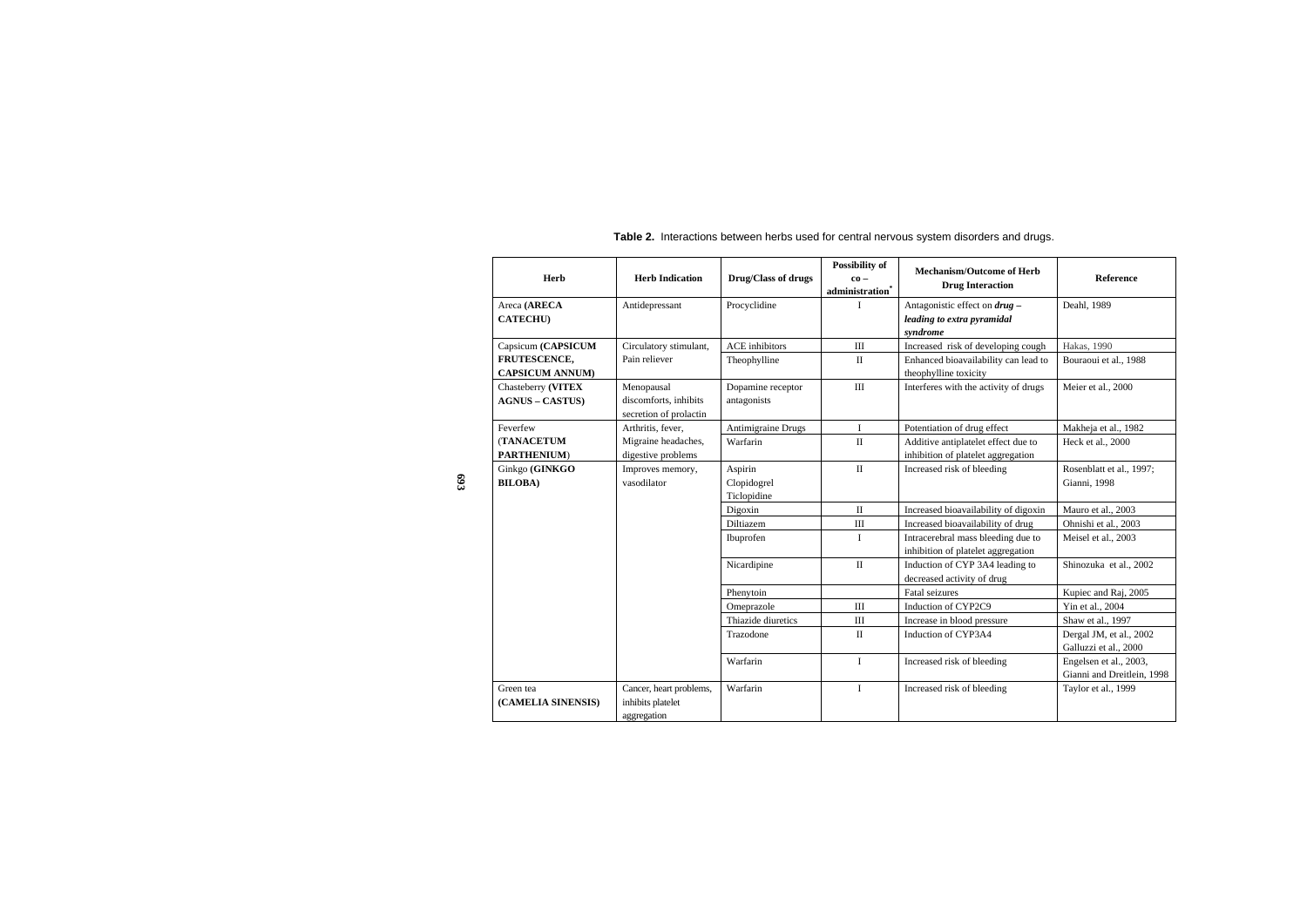**Table 2.** Interactions between herbs used for central nervous system disorders and drugs.

| Herb | Herb Indication | Drug/Class of drugs | Possibility of co – administration* | Mechanism/Outcome of Herb Drug Interaction | Reference |
|---|---|---|---|---|---|
| Areca **(ARECA CATECHU)** | Antidepressant | Procyclidine | I | Antagonistic effect on ***drug – leading to extra pyramidal syndrome*** | Deahl, 1989 |
| Capsicum **(CAPSICUM FRUTESCENCE, CAPSICUM ANNUM)** | Circulatory stimulant, Pain reliever | ACE inhibitors | III | Increased risk of developing cough | Hakas, 1990 |
| | | Theophylline | II | Enhanced bioavailability can lead to theophylline toxicity | Bouraoui et al., 1988 |
| Chasteberry **(VITEX AGNUS – CASTUS)** | Menopausal discomforts, inhibits secretion of prolactin | Dopamine receptor antagonists | III | Interferes with the activity of drugs | Meier et al., 2000 |
| Feverfew (**TANACETUM PARTHENIUM**) | Arthritis, fever, Migraine headaches, digestive problems | Antimigraine Drugs | I | Potentiation of drug effect | Makheja et al., 1982 |
| | | Warfarin | II | Additive antiplatelet effect due to inhibition of platelet aggregation | Heck et al., 2000 |
| Ginkgo **(GINKGO BILOBA)** | Improves memory, vasodilator | Aspirin Clopidogrel Ticlopidine | II | Increased risk of bleeding | Rosenblatt et al., 1997; Gianni, 1998 |
| | | Digoxin | II | Increased bioavailability of digoxin | Mauro et al., 2003 |
| | | Diltiazem | III | Increased bioavailability of drug | Ohnishi et al., 2003 |
| | | Ibuprofen | I | Intracerebral mass bleeding due to inhibition of platelet aggregation | Meisel et al., 2003 |
| | | Nicardipine | II | Induction of CYP 3A4 leading to decreased activity of drug | Shinozuka et al., 2002 |
| | | Phenytoin | | Fatal seizures | Kupiec and Raj, 2005 |
| | | Omeprazole | III | Induction of CYP2C9 | Yin et al., 2004 |
| | | Thiazide diuretics | III | Increase in blood pressure | Shaw et al., 1997 |
| | | Trazodone | II | Induction of CYP3A4 | Dergal JM, et al., 2002 Galluzzi et al., 2000 |
| | | Warfarin | I | Increased risk of bleeding | Engelsen et al., 2003, Gianni and Dreitlein, 1998 |
| Green tea **(CAMELIA SINENSIS)** | Cancer, heart problems, inhibits platelet aggregation | Warfarin | I | Increased risk of bleeding | Taylor et al., 1999 |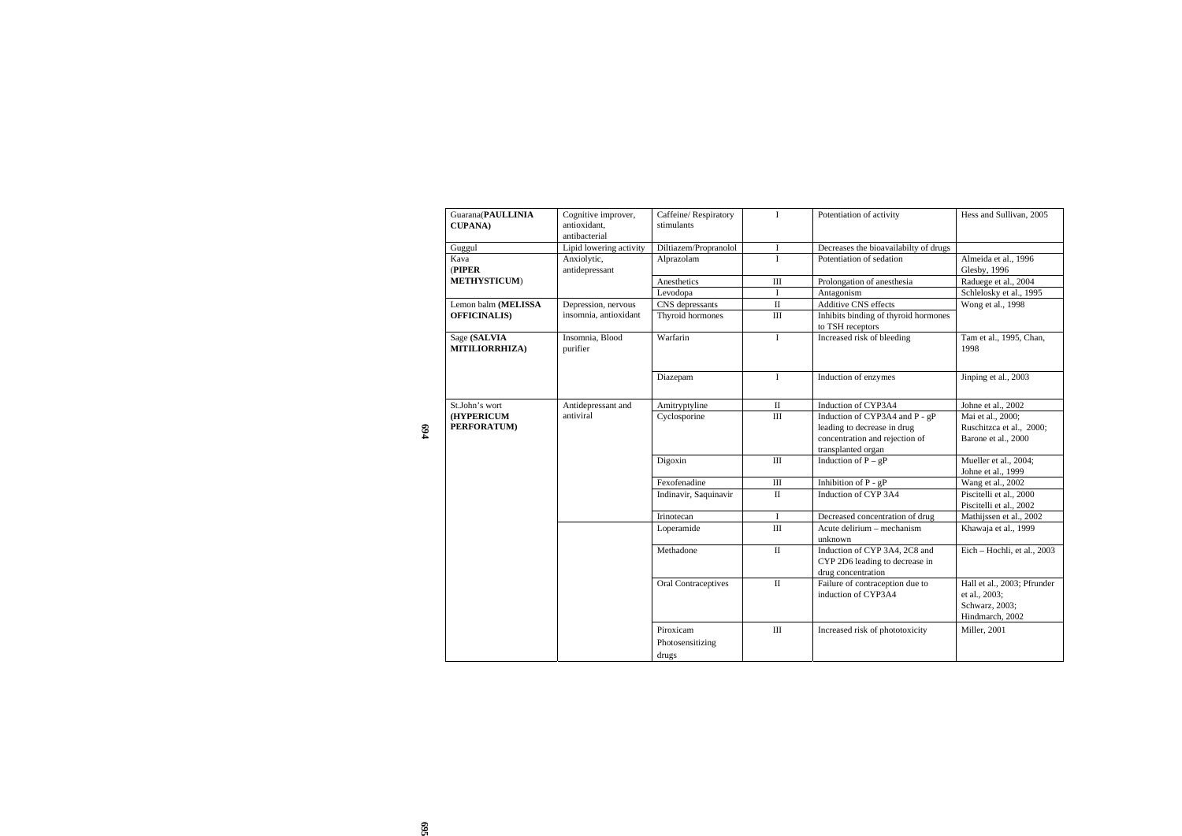| Guarana(**PAULLINIA CUPANA)** | Cognitive improver, antioxidant, antibacterial | Caffeine/ Respiratory stimulants | I | Potentiation of activity | Hess and Sullivan, 2005 |
|---|---|---|---|---|---|
| Guggul | Lipid lowering activity | Diltiazem/Propranolol | I | Decreases the bioavailabilty of drugs | |
| Kava (**PIPER METHYSTICUM**) | Anxiolytic, antidepressant | Alprazolam | I | Potentiation of sedation | Almeida et al., 1996 Glesby, 1996 |
| | | Anesthetics | III | Prolongation of anesthesia | Raduege et al., 2004 |
| | | Levodopa | I | Antagonism | Schlelosky et al., 1995 |
| Lemon balm **(MELISSA OFFICINALIS)** | Depression, nervous insomnia, antioxidant | CNS depressants | II | Additive CNS effects | Wong et al., 1998 |
| | | Thyroid hormones | III | Inhibits binding of thyroid hormones to TSH receptors | |
| Sage **(SALVIA MITILIORRHIZA)** | Insomnia, Blood purifier | Warfarin | I | Increased risk of bleeding | Tam et al., 1995, Chan, 1998 |
| | | Diazepam | I | Induction of enzymes | Jinping et al., 2003 |
| St.John's wort **(HYPERICUM PERFORATUM)** | Antidepressant and antiviral | Amitryptyline | II | Induction of CYP3A4 | Johne et al., 2002 |
| | | Cyclosporine | III | Induction of CYP3A4 and P - gP leading to decrease in drug concentration and rejection of transplanted organ | Mai et al., 2000; Ruschitzca et al., 2000; Barone et al., 2000 |
| | | Digoxin | III | Induction of P – gP | Mueller et al., 2004; Johne et al., 1999 |
| | | Fexofenadine | III | Inhibition of P - gP | Wang et al., 2002 |
| | | Indinavir, Saquinavir | II | Induction of CYP 3A4 | Piscitelli et al., 2000 Piscitelli et al., 2002 |
| | | Irinotecan | I | Decreased concentration of drug | Mathijssen et al., 2002 |
| | | Loperamide | III | Acute delirium – mechanism unknown | Khawaja et al., 1999 |
| | | Methadone | II | Induction of CYP 3A4, 2C8 and CYP 2D6 leading to decrease in drug concentration | Eich – Hochli, et al., 2003 |
| | | Oral Contraceptives | II | Failure of contraception due to induction of CYP3A4 | Hall et al., 2003; Pfrunder et al., 2003; Schwarz, 2003; Hindmarch, 2002 |
| | | Piroxicam Photosensitizing drugs | III | Increased risk of phototoxicity | Miller, 2001 |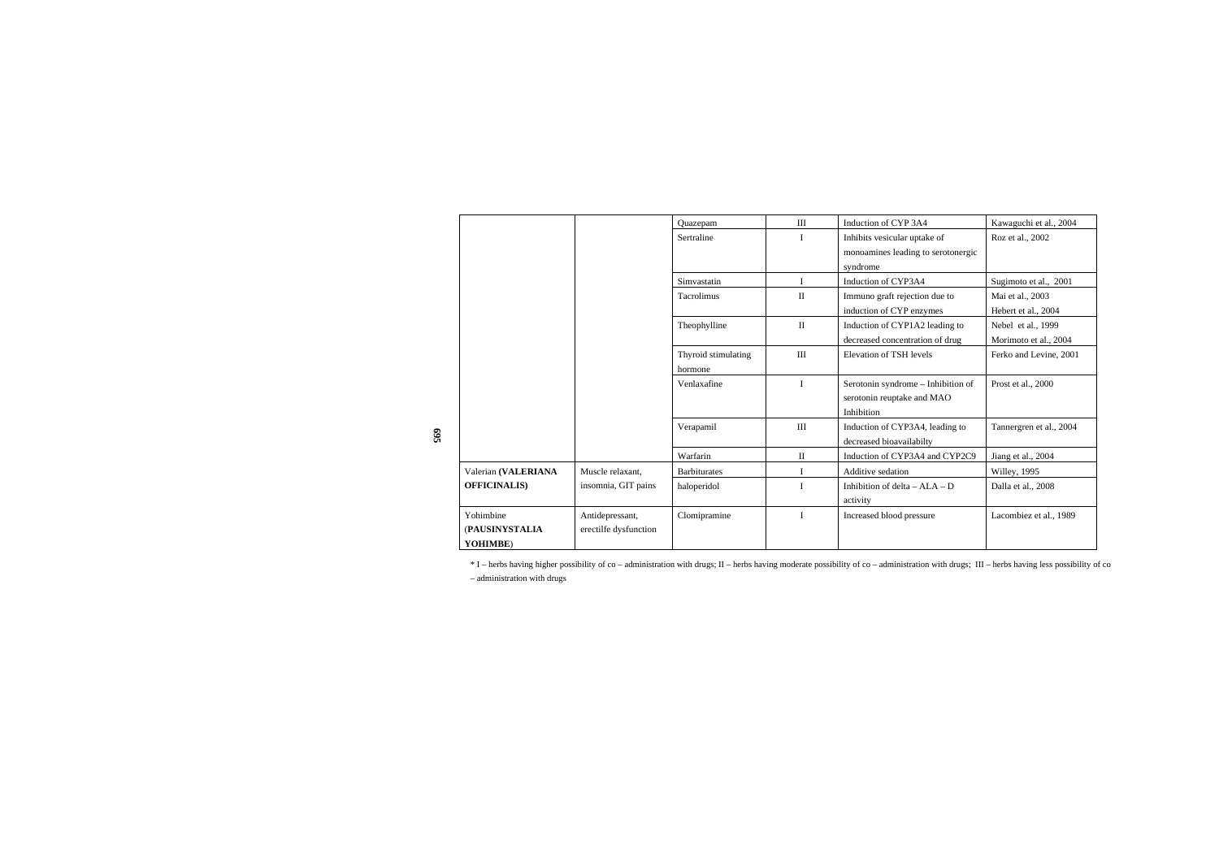| | | Quazepam | III | Induction of CYP 3A4 | Kawaguchi et al., 2004 |
|---|---|---|---|---|---|
| | | Sertraline | I | Inhibits vesicular uptake of monoamines leading to serotonergic syndrome | Roz et al., 2002 |
| | | Simvastatin | I | Induction of CYP3A4 | Sugimoto et al., 2001 |
| | | Tacrolimus | II | Immuno graft rejection due to induction of CYP enzymes | Mai et al., 2003 Hebert et al., 2004 |
| | | Theophylline | II | Induction of CYP1A2 leading to decreased concentration of drug | Nebel et al., 1999 Morimoto et al., 2004 |
| | | Thyroid stimulating hormone | III | Elevation of TSH levels | Ferko and Levine, 2001 |
| | | Venlaxafine | I | Serotonin syndrome – Inhibition of serotonin reuptake and MAO Inhibition | Prost et al., 2000 |
| | | Verapamil | III | Induction of CYP3A4, leading to decreased bioavailabilty | Tannergren et al., 2004 |
| | | Warfarin | II | Induction of CYP3A4 and CYP2C9 | Jiang et al., 2004 |
| Valerian **(VALERIANA OFFICINALIS)** | Muscle relaxant, insomnia, GIT pains | Barbiturates | I | Additive sedation | Willey, 1995 |
| | | haloperidol | I | Inhibition of delta – ALA – D activity | Dalla et al., 2008 |
| Yohimbine (**PAUSINYSTALIA YOHIMBE**) | Antidepressant, erectilfe dysfunction | Clomipramine | I | Increased blood pressure | Lacombiez et al., 1989 |

* I – herbs having higher possibility of co – administration with drugs; II – herbs having moderate possibility of co – administration with drugs; III – herbs having less possibility of co – administration with drugs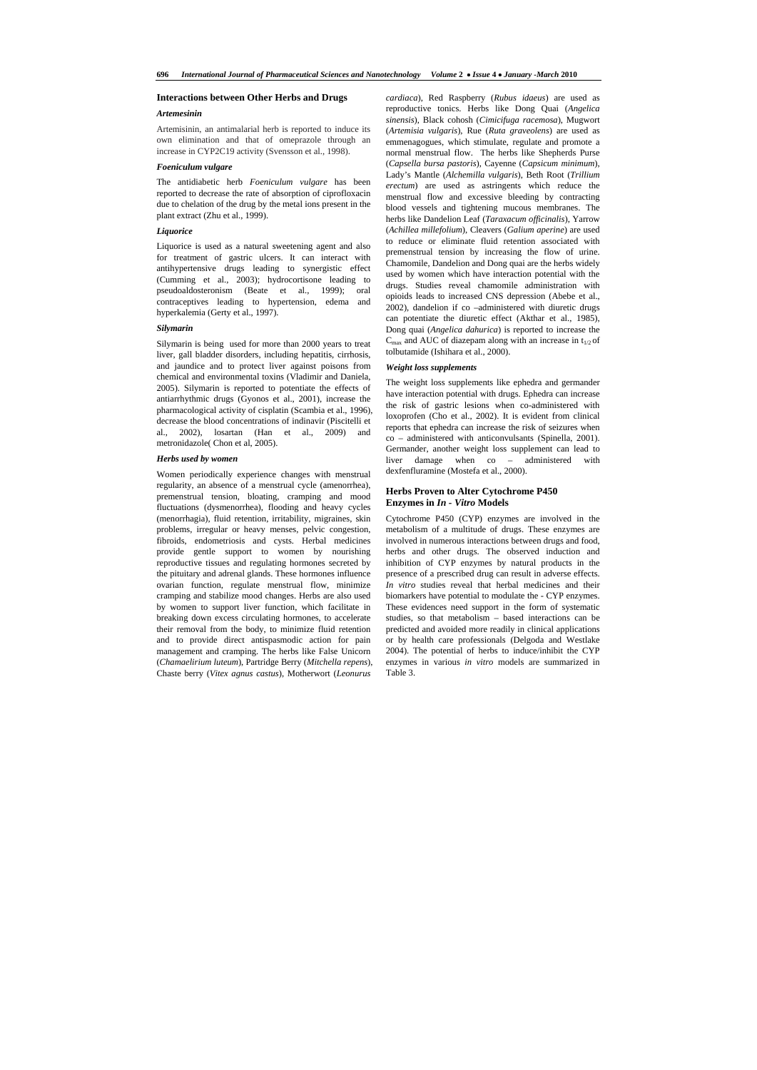## Interactions between Other Herbs and Drugs

### *Artemesinin*

Artemisinin, an antimalarial herb is reported to induce its own elimination and that of omeprazole through an increase in CYP2C19 activity (Svensson et al., 1998).

### *Foeniculum vulgare*

The antidiabetic herb *Foeniculum vulgare* has been reported to decrease the rate of absorption of ciprofloxacin due to chelation of the drug by the metal ions present in the plant extract (Zhu et al., 1999).

### *Liquorice*

Liquorice is used as a natural sweetening agent and also for treatment of gastric ulcers. It can interact with antihypertensive drugs leading to synergistic effect (Cumming et al., 2003); hydrocortisone leading to pseudoaldosteronism (Beate et al., 1999); oral contraceptives leading to hypertension, edema and hyperkalemia (Gerty et al., 1997).

### *Silymarin*

Silymarin is being used for more than 2000 years to treat liver, gall bladder disorders, including hepatitis, cirrhosis, and jaundice and to protect liver against poisons from chemical and environmental toxins (Vladimir and Daniela, 2005). Silymarin is reported to potentiate the effects of antiarrhythmic drugs (Gyonos et al., 2001), increase the pharmacological activity of cisplatin (Scambia et al., 1996), decrease the blood concentrations of indinavir (Piscitelli et al., 2002), losartan (Han et al., 2009) and metronidazole( Chon et al, 2005).

### *Herbs used by women*

Women periodically experience changes with menstrual regularity, an absence of a menstrual cycle (amenorrhea), premenstrual tension, bloating, cramping and mood fluctuations (dysmenorrhea), flooding and heavy cycles (menorrhagia), fluid retention, irritability, migraines, skin problems, irregular or heavy menses, pelvic congestion, fibroids, endometriosis and cysts. Herbal medicines provide gentle support to women by nourishing reproductive tissues and regulating hormones secreted by the pituitary and adrenal glands. These hormones influence ovarian function, regulate menstrual flow, minimize cramping and stabilize mood changes. Herbs are also used by women to support liver function, which facilitate in breaking down excess circulating hormones, to accelerate their removal from the body, to minimize fluid retention and to provide direct antispasmodic action for pain management and cramping. The herbs like False Unicorn (*Chamaelirium luteum*), Partridge Berry (*Mitchella repens*), Chaste berry (*Vitex agnus castus*), Motherwort (*Leonurus cardiaca*), Red Raspberry (*Rubus idaeus*) are used as reproductive tonics. Herbs like Dong Quai (*Angelica sinensis*), Black cohosh (*Cimicifuga racemosa*), Mugwort (*Artemisia vulgaris*), Rue (*Ruta graveolens*) are used as emmenagogues, which stimulate, regulate and promote a normal menstrual flow. The herbs like Shepherds Purse (*Capsella bursa pastoris*), Cayenne (*Capsicum minimum*), Lady's Mantle (*Alchemilla vulgaris*), Beth Root (*Trillium erectum*) are used as astringents which reduce the menstrual flow and excessive bleeding by contracting blood vessels and tightening mucous membranes. The herbs like Dandelion Leaf (*Taraxacum officinalis*), Yarrow (*Achillea millefolium*), Cleavers (*Galium aperine*) are used to reduce or eliminate fluid retention associated with premenstrual tension by increasing the flow of urine. Chamomile, Dandelion and Dong quai are the herbs widely used by women which have interaction potential with the drugs. Studies reveal chamomile administration with opioids leads to increased CNS depression (Abebe et al., 2002), dandelion if co –administered with diuretic drugs can potentiate the diuretic effect (Akthar et al., 1985), Dong quai (*Angelica dahurica*) is reported to increase the $C_{max}$ and AUC of diazepam along with an increase in $t_{1/2}$ of tolbutamide (Ishihara et al., 2000).

### *Weight loss supplements*

The weight loss supplements like ephedra and germander have interaction potential with drugs. Ephedra can increase the risk of gastric lesions when co-administered with loxoprofen (Cho et al., 2002). It is evident from clinical reports that ephedra can increase the risk of seizures when co – administered with anticonvulsants (Spinella, 2001). Germander, another weight loss supplement can lead to liver damage when co – administered with dexfenfluramine (Mostefa et al., 2000).

## Herbs Proven to Alter Cytochrome P450 Enzymes in *In - Vitro* Models

Cytochrome P450 (CYP) enzymes are involved in the metabolism of a multitude of drugs. These enzymes are involved in numerous interactions between drugs and food, herbs and other drugs. The observed induction and inhibition of CYP enzymes by natural products in the presence of a prescribed drug can result in adverse effects. *In vitro* studies reveal that herbal medicines and their biomarkers have potential to modulate the - CYP enzymes. These evidences need support in the form of systematic studies, so that metabolism – based interactions can be predicted and avoided more readily in clinical applications or by health care professionals (Delgoda and Westlake 2004). The potential of herbs to induce/inhibit the CYP enzymes in various *in vitro* models are summarized in Table 3.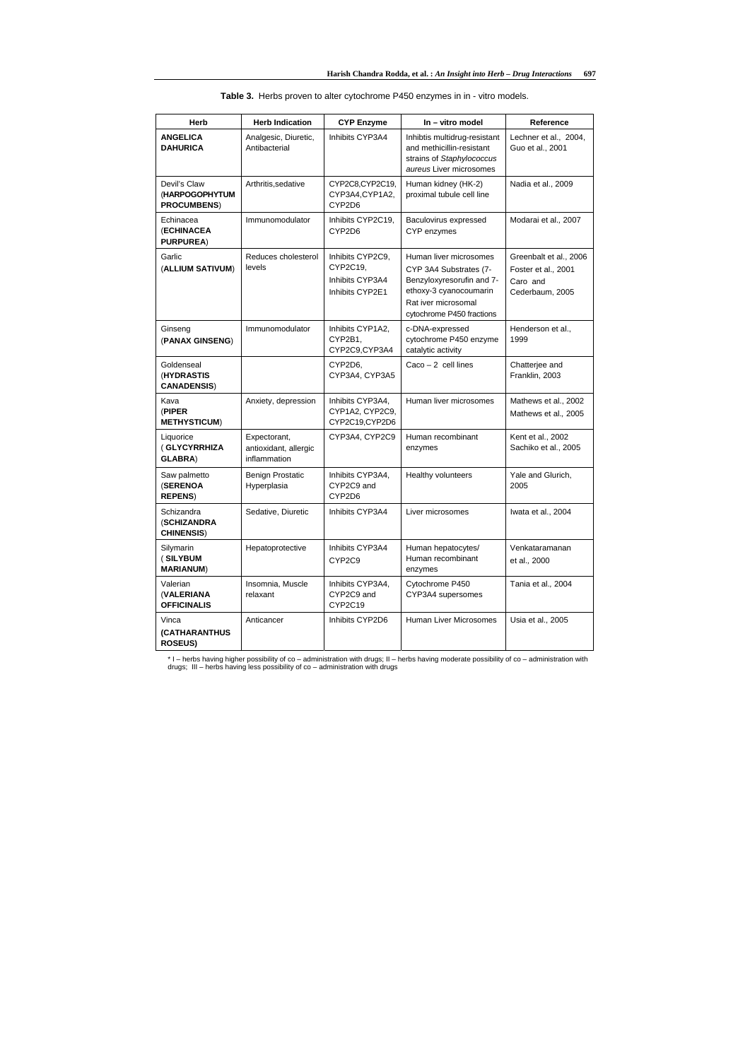**Table 3.** Herbs proven to alter cytochrome P450 enzymes in in - vitro models.

| Herb | Herb Indication | CYP Enzyme | In – vitro model | Reference |
|---|---|---|---|---|
| **ANGELICA DAHURICA** | Analgesic, Diuretic, Antibacterial | Inhibits CYP3A4 | Inhibtis multidrug-resistant and methicillin-resistant strains of *Staphylococcus aureus* Liver microsomes | Lechner et al., 2004, Guo et al., 2001 |
| Devil's Claw (**HARPOGOPHYTUM PROCUMBENS**) | Arthritis,sedative | CYP2C8,CYP2C19, CYP3A4,CYP1A2, CYP2D6 | Human kidney (HK-2) proximal tubule cell line | Nadia et al., 2009 |
| Echinacea (**ECHINACEA PURPUREA**) | Immunomodulator | Inhibits CYP2C19, CYP2D6 | Baculovirus expressed CYP enzymes | Modarai et al., 2007 |
| Garlic (**ALLIUM SATIVUM**) | Reduces cholesterol levels | Inhibits CYP2C9, CYP2C19, Inhibits CYP3A4 Inhibits CYP2E1 | Human liver microsomes CYP 3A4 Substrates (7-Benzyloxyresorufin and 7-ethoxy-3 cyanocoumarin Rat iver microsomal cytochrome P450 fractions | Greenbalt et al., 2006 Foster et al., 2001 Caro and Cederbaum, 2005 |
| Ginseng (**PANAX GINSENG**) | Immunomodulator | Inhibits CYP1A2, CYP2B1, CYP2C9,CYP3A4 | c-DNA-expressed cytochrome P450 enzyme catalytic activity | Henderson et al., 1999 |
| Goldenseal (**HYDRASTIS CANADENSIS**) | | CYP2D6, CYP3A4, CYP3A5 | Caco – 2 cell lines | Chatterjee and Franklin, 2003 |
| Kava (**PIPER METHYSTICUM**) | Anxiety, depression | Inhibits CYP3A4, CYP1A2, CYP2C9, CYP2C19,CYP2D6 | Human liver microsomes | Mathews et al., 2002 Mathews et al., 2005 |
| Liquorice (**GLYCYRRHIZA GLABRA**) | Expectorant, antioxidant, allergic inflammation | CYP3A4, CYP2C9 | Human recombinant enzymes | Kent et al., 2002 Sachiko et al., 2005 |
| Saw palmetto (**SERENOA REPENS**) | Benign Prostatic Hyperplasia | Inhibits CYP3A4, CYP2C9 and CYP2D6 | Healthy volunteers | Yale and Glurich, 2005 |
| Schizandra (**SCHIZANDRA CHINENSIS**) | Sedative, Diuretic | Inhibits CYP3A4 | Liver microsomes | Iwata et al., 2004 |
| Silymarin (**SILYBUM MARIANUM**) | Hepatoprotective | Inhibits CYP3A4 CYP2C9 | Human hepatocytes/ Human recombinant enzymes | Venkataramanan et al., 2000 |
| Valerian (**VALERIANA OFFICINALIS**) | Insomnia, Muscle relaxant | Inhibits CYP3A4, CYP2C9 and CYP2C19 | Cytochrome P450 CYP3A4 supersomes | Tania et al., 2004 |
| Vinca **(CATHARANTHUS ROSEUS)** | Anticancer | Inhibits CYP2D6 | Human Liver Microsomes | Usia et al., 2005 |

* I – herbs having higher possibility of co – administration with drugs; II – herbs having moderate possibility of co – administration with drugs; III – herbs having less possibility of co – administration with drugs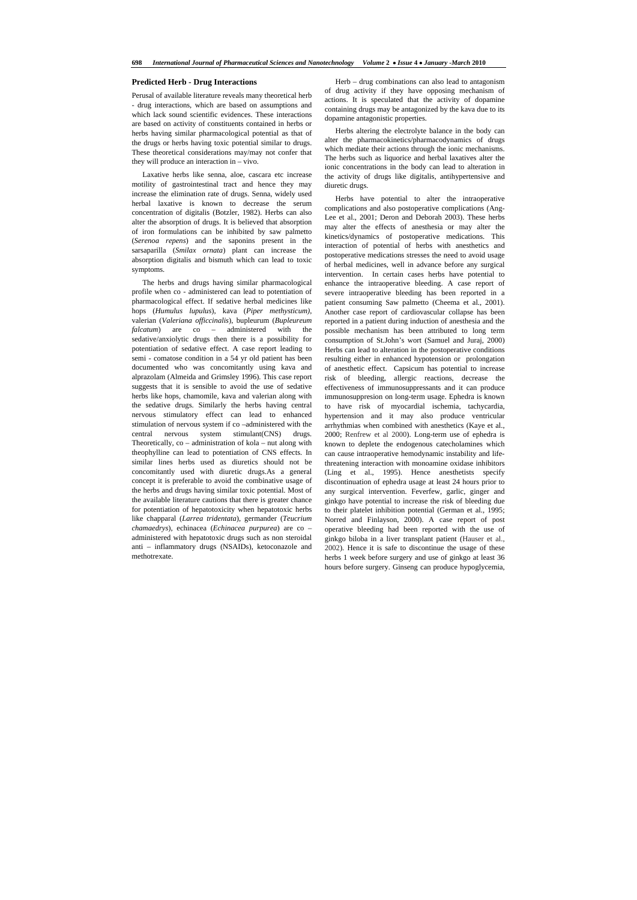### Predicted Herb - Drug Interactions

Perusal of available literature reveals many theoretical herb - drug interactions, which are based on assumptions and which lack sound scientific evidences. These interactions are based on activity of constituents contained in herbs or herbs having similar pharmacological potential as that of the drugs or herbs having toxic potential similar to drugs. These theoretical considerations may/may not confer that they will produce an interaction in – vivo.

Laxative herbs like senna, aloe, cascara etc increase motility of gastrointestinal tract and hence they may increase the elimination rate of drugs. Senna, widely used herbal laxative is known to decrease the serum concentration of digitalis (Botzler, 1982). Herbs can also alter the absorption of drugs. It is believed that absorption of iron formulations can be inhibited by saw palmetto (*Serenoa repens*) and the saponins present in the sarsaparilla (*Smilax ornata*) plant can increase the absorption digitalis and bismuth which can lead to toxic symptoms.

The herbs and drugs having similar pharmacological profile when co - administered can lead to potentiation of pharmacological effect. If sedative herbal medicines like hops (*Humulus lupulus*), kava (*Piper methysticum)*, valerian (*Valeriana officcinalis*), bupleurum (*Bupleureum falcatum*) are co – administered with the sedative/anxiolytic drugs then there is a possibility for potentiation of sedative effect. A case report leading to semi - comatose condition in a 54 yr old patient has been documented who was concomitantly using kava and alprazolam (Almeida and Grimsley 1996). This case report suggests that it is sensible to avoid the use of sedative herbs like hops, chamomile, kava and valerian along with the sedative drugs. Similarly the herbs having central nervous stimulatory effect can lead to enhanced stimulation of nervous system if co –administered with the central nervous system stimulant(CNS) drugs. Theoretically, co – administration of kola – nut along with theophylline can lead to potentiation of CNS effects. In similar lines herbs used as diuretics should not be concomitantly used with diuretic drugs.As a general concept it is preferable to avoid the combinative usage of the herbs and drugs having similar toxic potential. Most of the available literature cautions that there is greater chance for potentiation of hepatotoxicity when hepatotoxic herbs like chapparal (*Larrea tridentata*), germander (*Teucrium chamaedrys*), echinacea (*Echinacea purpurea*) are co – administered with hepatotoxic drugs such as non steroidal anti – inflammatory drugs (NSAIDs), ketoconazole and methotrexate.

Herb – drug combinations can also lead to antagonism of drug activity if they have opposing mechanism of actions. It is speculated that the activity of dopamine containing drugs may be antagonized by the kava due to its dopamine antagonistic properties.

Herbs altering the electrolyte balance in the body can alter the pharmacokinetics/pharmacodynamics of drugs which mediate their actions through the ionic mechanisms. The herbs such as liquorice and herbal laxatives alter the ionic concentrations in the body can lead to alteration in the activity of drugs like digitalis, antihypertensive and diuretic drugs.

Herbs have potential to alter the intraoperative complications and also postoperative complications (Ang-Lee et al., 2001; Deron and Deborah 2003). These herbs may alter the effects of anesthesia or may alter the kinetics/dynamics of postoperative medications. This interaction of potential of herbs with anesthetics and postoperative medications stresses the need to avoid usage of herbal medicines, well in advance before any surgical intervention. In certain cases herbs have potential to enhance the intraoperative bleeding. A case report of severe intraoperative bleeding has been reported in a patient consuming Saw palmetto (Cheema et al., 2001). Another case report of cardiovascular collapse has been reported in a patient during induction of anesthesia and the possible mechanism has been attributed to long term consumption of St.John's wort (Samuel and Juraj, 2000) Herbs can lead to alteration in the postoperative conditions resulting either in enhanced hypotension or prolongation of anesthetic effect. Capsicum has potential to increase risk of bleeding, allergic reactions, decrease the effectiveness of immunosuppressants and it can produce immunosuppresion on long-term usage. Ephedra is known to have risk of myocardial ischemia, tachycardia, hypertension and it may also produce ventricular arrhythmias when combined with anesthetics (Kaye et al., 2000; Renfrew et al 2000). Long-term use of ephedra is known to deplete the endogenous catecholamines which can cause intraoperative hemodynamic instability and life-threatening interaction with monoamine oxidase inhibitors (Ling et al., 1995). Hence anesthetists specify discontinuation of ephedra usage at least 24 hours prior to any surgical intervention. Feverfew, garlic, ginger and ginkgo have potential to increase the risk of bleeding due to their platelet inhibition potential (German et al., 1995; Norred and Finlayson, 2000). A case report of post operative bleeding had been reported with the use of ginkgo biloba in a liver transplant patient (Hauser et al., 2002). Hence it is safe to discontinue the usage of these herbs 1 week before surgery and use of ginkgo at least 36 hours before surgery. Ginseng can produce hypoglycemia,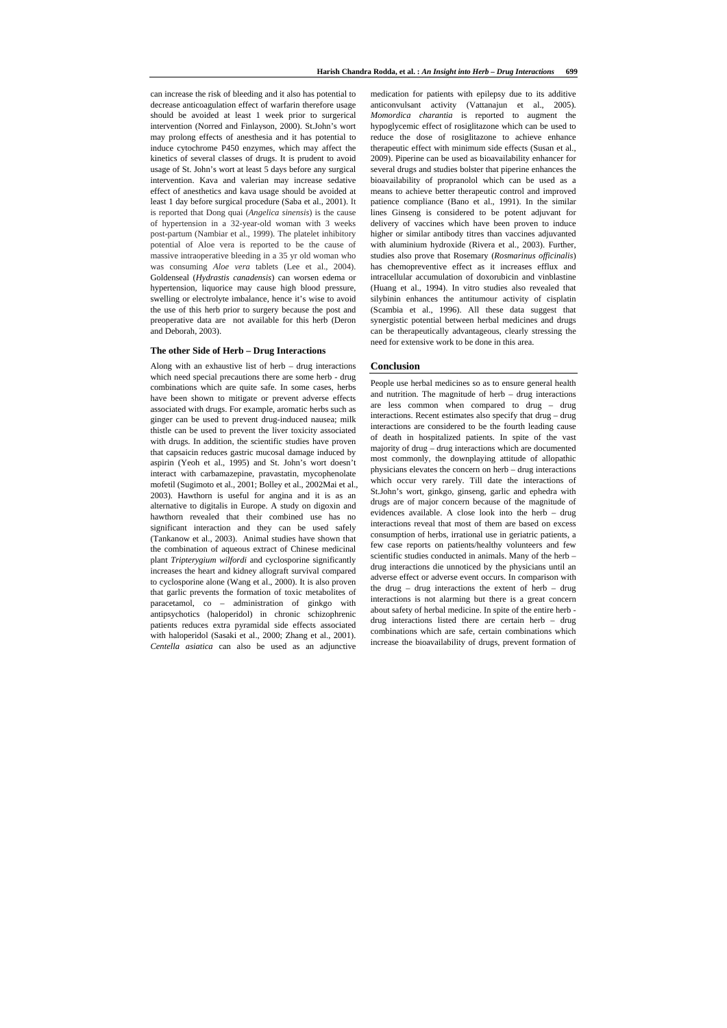can increase the risk of bleeding and it also has potential to decrease anticoagulation effect of warfarin therefore usage should be avoided at least 1 week prior to surgical intervention (Norred and Finlayson, 2000). St.John's wort may prolong effects of anesthesia and it has potential to induce cytochrome P450 enzymes, which may affect the kinetics of several classes of drugs. It is prudent to avoid usage of St. John's wort at least 5 days before any surgical intervention. Kava and valerian may increase sedative effect of anesthetics and kava usage should be avoided at least 1 day before surgical procedure (Saba et al., 2001). It is reported that Dong quai (*Angelica sinensis*) is the cause of hypertension in a 32-year-old woman with 3 weeks post-partum (Nambiar et al., 1999). The platelet inhibitory potential of Aloe vera is reported to be the cause of massive intraoperative bleeding in a 35 yr old woman who was consuming *Aloe vera* tablets (Lee et al., 2004). Goldenseal (*Hydrastis canadensis*) can worsen edema or hypertension, liquorice may cause high blood pressure, swelling or electrolyte imbalance, hence it's wise to avoid the use of this herb prior to surgery because the post and preoperative data are not available for this herb (Deron and Deborah, 2003).

### The other Side of Herb – Drug Interactions

Along with an exhaustive list of herb – drug interactions which need special precautions there are some herb - drug combinations which are quite safe. In some cases, herbs have been shown to mitigate or prevent adverse effects associated with drugs. For example, aromatic herbs such as ginger can be used to prevent drug-induced nausea; milk thistle can be used to prevent the liver toxicity associated with drugs. In addition, the scientific studies have proven that capsaicin reduces gastric mucosal damage induced by aspirin (Yeoh et al., 1995) and St. John's wort doesn't interact with carbamazepine, pravastatin, mycophenolate mofetil (Sugimoto et al., 2001; Bolley et al., 2002Mai et al., 2003). Hawthorn is useful for angina and it is as an alternative to digitalis in Europe. A study on digoxin and hawthorn revealed that their combined use has no significant interaction and they can be used safely (Tankanow et al., 2003). Animal studies have shown that the combination of aqueous extract of Chinese medicinal plant *Tripterygium wilfordi* and cyclosporine significantly increases the heart and kidney allograft survival compared to cyclosporine alone (Wang et al., 2000). It is also proven that garlic prevents the formation of toxic metabolites of paracetamol, co – administration of ginkgo with antipsychotics (haloperidol) in chronic schizophrenic patients reduces extra pyramidal side effects associated with haloperidol (Sasaki et al., 2000; Zhang et al., 2001). *Centella asiatica* can also be used as an adjunctive medication for patients with epilepsy due to its additive anticonvulsant activity (Vattanajun et al., 2005). *Momordica charantia* is reported to augment the hypoglycemic effect of rosiglitazone which can be used to reduce the dose of rosiglitazone to achieve enhance therapeutic effect with minimum side effects (Susan et al., 2009). Piperine can be used as bioavailability enhancer for several drugs and studies bolster that piperine enhances the bioavailability of propranolol which can be used as a means to achieve better therapeutic control and improved patience compliance (Bano et al., 1991). In the similar lines Ginseng is considered to be potent adjuvant for delivery of vaccines which have been proven to induce higher or similar antibody titres than vaccines adjuvanted with aluminium hydroxide (Rivera et al., 2003). Further, studies also prove that Rosemary (*Rosmarinus officinalis*) has chemopreventive effect as it increases efflux and intracellular accumulation of doxorubicin and vinblastine (Huang et al., 1994). In vitro studies also revealed that silybinin enhances the antitumour activity of cisplatin (Scambia et al., 1996). All these data suggest that synergistic potential between herbal medicines and drugs can be therapeutically advantageous, clearly stressing the need for extensive work to be done in this area.

## Conclusion

People use herbal medicines so as to ensure general health and nutrition. The magnitude of herb – drug interactions are less common when compared to drug – drug interactions. Recent estimates also specify that drug – drug interactions are considered to be the fourth leading cause of death in hospitalized patients. In spite of the vast majority of drug – drug interactions which are documented most commonly, the downplaying attitude of allopathic physicians elevates the concern on herb – drug interactions which occur very rarely. Till date the interactions of St.John's wort, ginkgo, ginseng, garlic and ephedra with drugs are of major concern because of the magnitude of evidences available. A close look into the herb – drug interactions reveal that most of them are based on excess consumption of herbs, irrational use in geriatric patients, a few case reports on patients/healthy volunteers and few scientific studies conducted in animals. Many of the herb – drug interactions die unnoticed by the physicians until an adverse effect or adverse event occurs. In comparison with the drug – drug interactions the extent of herb – drug interactions is not alarming but there is a great concern about safety of herbal medicine. In spite of the entire herb - drug interactions listed there are certain herb – drug combinations which are safe, certain combinations which increase the bioavailability of drugs, prevent formation of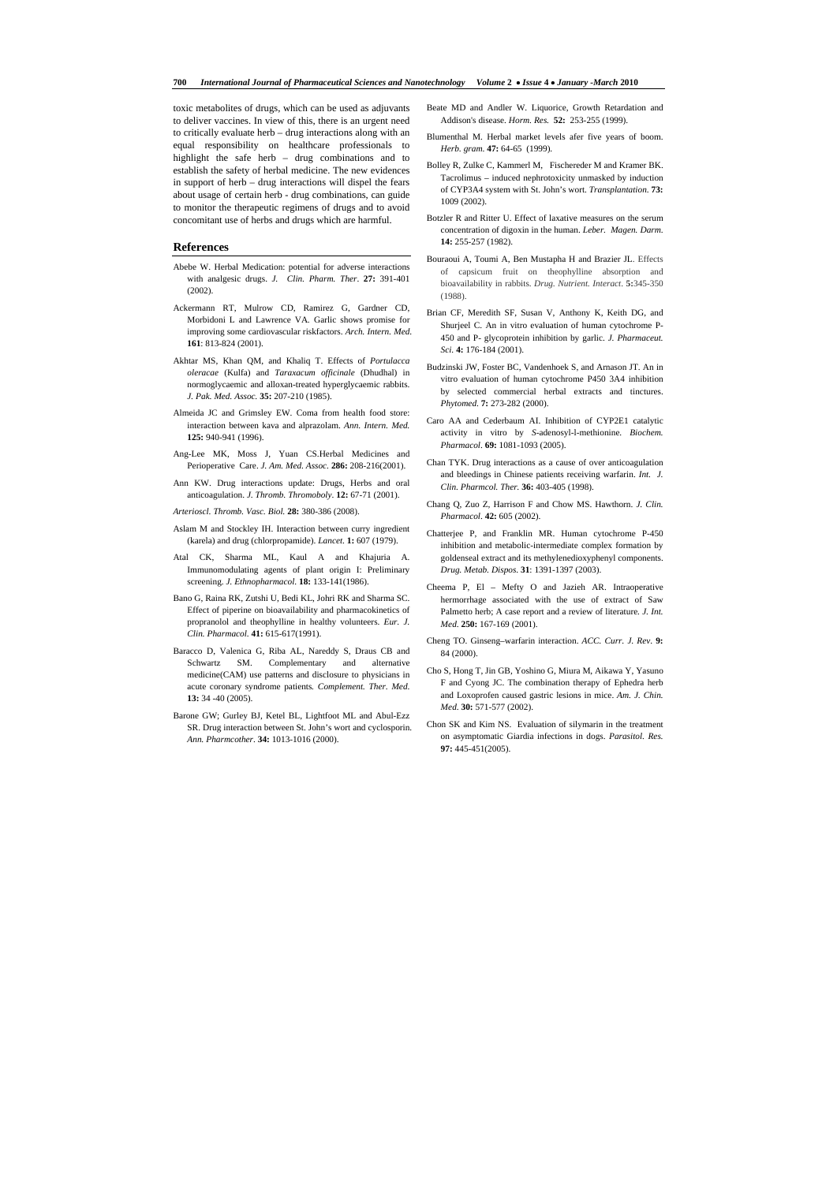toxic metabolites of drugs, which can be used as adjuvants to deliver vaccines. In view of this, there is an urgent need to critically evaluate herb – drug interactions along with an equal responsibility on healthcare professionals to highlight the safe herb – drug combinations and to establish the safety of herbal medicine. The new evidences in support of herb – drug interactions will dispel the fears about usage of certain herb - drug combinations, can guide to monitor the therapeutic regimens of drugs and to avoid concomitant use of herbs and drugs which are harmful.

## References

Abebe W. Herbal Medication: potential for adverse interactions with analgesic drugs. *J. Clin. Pharm. Ther*. **27:** 391-401 (2002).

Ackermann RT, Mulrow CD, Ramirez G, Gardner CD, Morbidoni L and Lawrence VA. Garlic shows promise for improving some cardiovascular riskfactors. *Arch. Intern. Med*. **161**: 813-824 (2001).

Akhtar MS, Khan QM, and Khaliq T. Effects of *Portulacca oleracae* (Kulfa) and *Taraxacum officinale* (Dhudhal) in normoglycaemic and alloxan-treated hyperglycaemic rabbits. *J. Pak. Med. Assoc.* **35:** 207-210 (1985).

Almeida JC and Grimsley EW. Coma from health food store: interaction between kava and alprazolam. *Ann. Intern. Med.* **125:** 940-941 (1996).

Ang-Lee MK, Moss J, Yuan CS.Herbal Medicines and Perioperative Care. *J. Am. Med. Assoc*. **286:** 208-216(2001).

Ann KW. Drug interactions update: Drugs, Herbs and oral anticoagulation. *J. Thromb. Thromboly*. **12:** 67-71 (2001).

*Arterioscl. Thromb. Vasc. Biol.* **28:** 380-386 (2008).

Aslam M and Stockley IH. Interaction between curry ingredient (karela) and drug (chlorpropamide). *Lancet*. **1:** 607 (1979).

Atal CK, Sharma ML, Kaul A and Khajuria A. Immunomodulating agents of plant origin I: Preliminary screening. *J. Ethnopharmacol*. **18:** 133-141(1986).

Bano G, Raina RK, Zutshi U, Bedi KL, Johri RK and Sharma SC. Effect of piperine on bioavailability and pharmacokinetics of propranolol and theophylline in healthy volunteers. *Eur. J. Clin. Pharmacol.* **41:** 615-617(1991).

Baracco D, Valenica G, Riba AL, Nareddy S, Draus CB and Schwartz SM. Complementary and alternative medicine(CAM) use patterns and disclosure to physicians in acute coronary syndrome patients. *Complement. Ther. Med.* **13:** 34 -40 (2005).

Barone GW; Gurley BJ, Ketel BL, Lightfoot ML and Abul-Ezz SR. Drug interaction between St. John's wort and cyclosporin. *Ann. Pharmcother*. **34:** 1013-1016 (2000).

Beate MD and Andler W. Liquorice, Growth Retardation and Addison's disease. *Horm. Res.* **52:** 253-255 (1999).

Blumenthal M. Herbal market levels afer five years of boom. *Herb. gram*. **47:** 64-65 (1999).

Bolley R, Zulke C, Kammerl M, Fischereder M and Kramer BK. Tacrolimus – induced nephrotoxicity unmasked by induction of CYP3A4 system with St. John's wort. *Transplantation*. **73:** 1009 (2002).

Botzler R and Ritter U. Effect of laxative measures on the serum concentration of digoxin in the human. *Leber. Magen. Darm.* **14:** 255-257 (1982).

Bouraoui A, Toumi A, Ben Mustapha H and Brazier JL. Effects of capsicum fruit on theophylline absorption and bioavailability in rabbits. *Drug. Nutrient. Interact.* **5:**345-350 (1988).

Brian CF, Meredith SF, Susan V, Anthony K, Keith DG, and Shurjeel C. An in vitro evaluation of human cytochrome P-450 and P- glycoprotein inhibition by garlic. *J. Pharmaceut. Sci*. **4:** 176-184 (2001).

Budzinski JW, Foster BC, Vandenhoek S, and Arnason JT. An in vitro evaluation of human cytochrome P450 3A4 inhibition by selected commercial herbal extracts and tinctures. *Phytomed*. **7:** 273-282 (2000).

Caro AA and Cederbaum AI. Inhibition of CYP2E1 catalytic activity in vitro by *S*-adenosyl-l-methionine. *Biochem. Pharmacol*. **69:** 1081-1093 (2005).

Chan TYK. Drug interactions as a cause of over anticoagulation and bleedings in Chinese patients receiving warfarin. *Int. J. Clin. Pharmcol. Ther.* **36:** 403-405 (1998).

Chang Q, Zuo Z, Harrison F and Chow MS. Hawthorn. *J. Clin. Pharmacol*. **42:** 605 (2002).

Chatterjee P, and Franklin MR. Human cytochrome P-450 inhibition and metabolic-intermediate complex formation by goldenseal extract and its methylenedioxyphenyl components. *Drug. Metab. Dispos*. **31**: 1391-1397 (2003).

Cheema P, El – Mefty O and Jazieh AR. Intraoperative hermorrhage associated with the use of extract of Saw Palmetto herb; A case report and a review of literature. *J. Int. Med*. **250:** 167-169 (2001).

Cheng TO. Ginseng–warfarin interaction. *ACC. Curr. J. Rev*. **9:** 84 (2000).

Cho S, Hong T, Jin GB, Yoshino G, Miura M, Aikawa Y, Yasuno F and Cyong JC. The combination therapy of Ephedra herb and Loxoprofen caused gastric lesions in mice. *Am. J. Chin. Med*. **30:** 571-577 (2002).

Chon SK and Kim NS. Evaluation of silymarin in the treatment on asymptomatic Giardia infections in dogs. *Parasitol. Res.* **97:** 445-451(2005).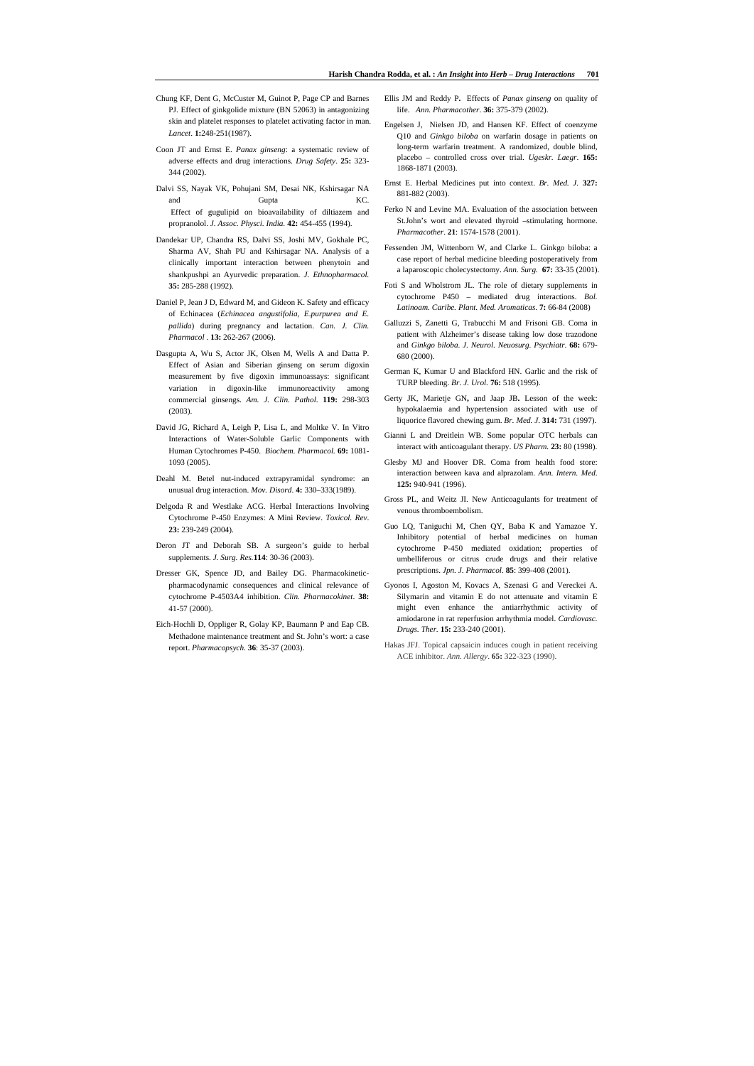Chung KF, Dent G, McCuster M, Guinot P, Page CP and Barnes PJ. Effect of ginkgolide mixture (BN 52063) in antagonizing skin and platelet responses to platelet activating factor in man. *Lancet*. **1:**248-251(1987).

Coon JT and Ernst E. *Panax ginseng*: a systematic review of adverse effects and drug interactions. *Drug Safety*. **25:** 323-344 (2002).

Dalvi SS, Nayak VK, Pohujani SM, Desai NK, Kshirsagar NA and Gupta KC. Effect of gugulipid on bioavailability of diltiazem and propranolol. *J. Assoc. Physci. India.* **42:** 454-455 (1994).

Dandekar UP, Chandra RS, Dalvi SS, Joshi MV, Gokhale PC, Sharma AV, Shah PU and Kshirsagar NA. Analysis of a clinically important interaction between phenytoin and shankpushpi an Ayurvedic preparation. *J. Ethnopharmacol.* **35:** 285-288 (1992).

Daniel P, Jean J D, Edward M, and Gideon K. Safety and efficacy of Echinacea (*Echinacea angustifolia, E.purpurea and E. pallida*) during pregnancy and lactation. *Can. J. Clin. Pharmacol* . **13:** 262-267 (2006).

Dasgupta A, Wu S, Actor JK, Olsen M, Wells A and Datta P. Effect of Asian and Siberian ginseng on serum digoxin measurement by five digoxin immunoassays: significant variation in digoxin-like immunoreactivity among commercial ginsengs. *Am. J. Clin. Pathol*. **119:** 298-303 (2003).

David JG, Richard A, Leigh P, Lisa L, and Moltke V. In Vitro Interactions of Water-Soluble Garlic Components with Human Cytochromes P-450. *Biochem. Pharmacol.* **69:** 1081-1093 (2005).

Deahl M. Betel nut-induced extrapyramidal syndrome: an unusual drug interaction. *Mov. Disord*. **4:** 330–333(1989).

Delgoda R and Westlake ACG. Herbal Interactions Involving Cytochrome P-450 Enzymes: A Mini Review. *Toxicol. Rev*. **23:** 239-249 (2004).

Deron JT and Deborah SB. A surgeon's guide to herbal supplements. *J. Surg. Res.***114**: 30-36 (2003).

Dresser GK, Spence JD, and Bailey DG. Pharmacokinetic-pharmacodynamic consequences and clinical relevance of cytochrome P-4503A4 inhibition. *Clin. Pharmacokinet*. **38:** 41-57 (2000).

Eich-Hochli D, Oppliger R, Golay KP, Baumann P and Eap CB. Methadone maintenance treatment and St. John's wort: a case report. *Pharmacopsych*. **36**: 35-37 (2003).

Ellis JM and Reddy P**.** Effects of *Panax ginseng* on quality of life. *Ann. Pharmacother*. **36:** 375-379 (2002).

Engelsen J, Nielsen JD, and Hansen KF. Effect of coenzyme Q10 and *Ginkgo biloba* on warfarin dosage in patients on long-term warfarin treatment. A randomized, double blind, placebo – controlled cross over trial. *Ugeskr. Laegr*. **165:** 1868-1871 (2003).

Ernst E. Herbal Medicines put into context. *Br. Med. J.* **327:** 881-882 (2003).

Ferko N and Levine MA. Evaluation of the association between St.John's wort and elevated thyroid –stimulating hormone. *Pharmacother*. **21**: 1574-1578 (2001).

Fessenden JM, Wittenborn W, and Clarke L. Ginkgo biloba: a case report of herbal medicine bleeding postoperatively from a laparoscopic cholecystectomy. *Ann. Surg.* **67:** 33-35 (2001).

Foti S and Wholstrom JL. The role of dietary supplements in cytochrome P450 – mediated drug interactions. *Bol. Latinoam. Caribe. Plant. Med. Aromaticas*. **7:** 66-84 (2008)

Galluzzi S, Zanetti G, Trabucchi M and Frisoni GB. Coma in patient with Alzheimer's disease taking low dose trazodone and *Ginkgo biloba*. *J. Neurol. Neuosurg. Psychiatr*. **68:** 679-680 (2000).

German K, Kumar U and Blackford HN. Garlic and the risk of TURP bleeding. *Br. J. Urol*. **76:** 518 (1995).

Gerty JK, Marietje GN**,** and Jaap JB**.** Lesson of the week: hypokalaemia and hypertension associated with use of liquorice flavored chewing gum. *Br. Med. J*. **314:** 731 (1997).

Gianni L and Dreitlein WB. Some popular OTC herbals can interact with anticoagulant therapy. *US Pharm.* **23:** 80 (1998).

Glesby MJ and Hoover DR. Coma from health food store: interaction between kava and alprazolam. *Ann. Intern. Med*. **125:** 940-941 (1996).

Gross PL, and Weitz JI. New Anticoagulants for treatment of venous thromboembolism.

Guo LQ, Taniguchi M, Chen QY, Baba K and Yamazoe Y. Inhibitory potential of herbal medicines on human cytochrome P-450 mediated oxidation; properties of umbelliferous or citrus crude drugs and their relative prescriptions. *Jpn. J. Pharmacol*. **85**: 399-408 (2001).

Gyonos I, Agoston M, Kovacs A, Szenasi G and Vereckei A. Silymarin and vitamin E do not attenuate and vitamin E might even enhance the antiarrhythmic activity of amiodarone in rat reperfusion arrhythmia model. *Cardiovasc. Drugs. Ther.* **15:** 233-240 (2001).

Hakas JFJ. Topical capsaicin induces cough in patient receiving ACE inhibitor. *Ann. Allergy*. **65:** 322-323 (1990).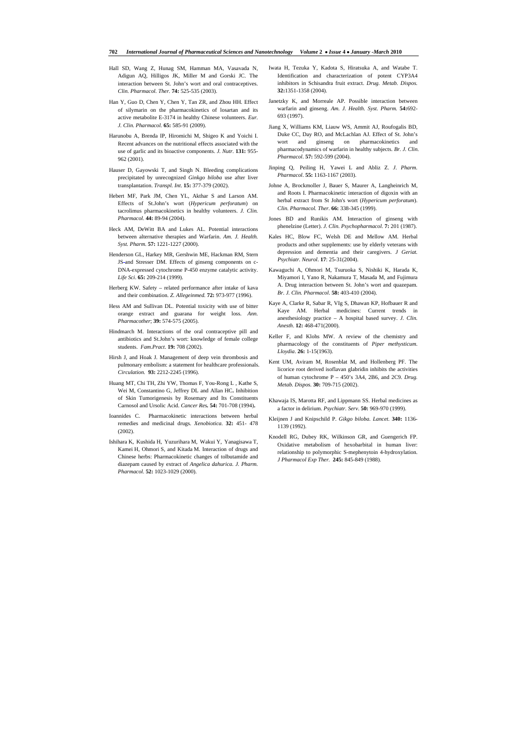Hall SD, Wang Z, Hunag SM, Hamman MA, Vasavada N, Adigun AQ, Hilligos JK, Miller M and Gorski JC. The interaction between St. John's wort and oral contraceptives. *Clin. Pharmacol. Ther*. **74:** 525-535 (2003).

Han Y, Guo D, Chen Y, Chen Y, Tan ZR, and Zhou HH. Effect of silymarin on the pharmacokinetics of losartan and its active metabolite E-3174 in healthy Chinese volunteers. *Eur. J. Clin. Pharmacol.* **65:** 585-91 (2009).

Harunobu A, Brenda IP, Hiromichi M, Shigeo K and Yoichi I. Recent advances on the nutritional effects associated with the use of garlic and its bioactive components. *J. Nutr*. **131:** 955-962 (2001).

Hauser D, Gayowski T, and Singh N. Bleeding complications precipitated by unrecognized *Ginkgo biloba* use after liver transplantation. *Transpl. Int*. **15:** 377-379 (2002).

Hebert MF, Park JM, Chen YL, Akthar S and Larson AM. Effects of St.John's wort (*Hypericum perforatum*) on tacrolimus pharmacokinetics in healthy volunteers. *J. Clin. Pharmacol.* **44:** 89-94 (2004).

Heck AM, DeWitt BA and Lukes AL. Potential interactions between alternative therapies and Warfarin. *Am. J. Health. Syst. Pharm*. **57:** 1221-1227 (2000).

Henderson GL, Harkey MR, Gershwin ME, Hackman RM, Stern JS and Stresser DM. Effects of ginseng components on c-DNA-expressed cytochrome P-450 enzyme catalytic activity. *Life Sci*. **65:** 209-214 (1999).

Herberg KW. Safety – related performance after intake of kava and their combination. *Z. Allegeinmed.* **72:** 973-977 (1996).

Hess AM and Sullivan DL. Potential toxicity with use of bitter orange extract and guarana for weight loss. *Ann. Pharmacother*; **39:** 574-575 (2005).

Hindmarch M. Interactions of the oral contraceptive pill and antibiotics and St.John's wort: knowledge of female college students. *Fam.Pract*. **19:** 708 (2002).

Hirsh J, and Hoak J. Management of deep vein thrombosis and pulmonary embolism: a statement for healthcare professionals. *Circulation.* **93:** 2212-2245 (1996).

Huang MT, Chi TH, Zhi YW, Thomas F, You-Rong L , Kathe S, Wei M, Constantino G, Jeffrey DL and Allan HC**.** Inhibition of Skin Tumorigenesis by Rosemary and Its Constituents Carnosol and Ursolic Acid. *Cancer Res.* **54:** 701-708 (1994)**.**

Ioannides C. Pharmacokinetic interactions between herbal remedies and medicinal drugs. *Xenobiotica.* **32:** 451- 478 (2002).

Ishihara K, Kushida H, Yuzurihara M, Wakui Y, Yanagisawa T, Kamei H, Ohmori S, and Kitada M. Interaction of drugs and Chinese herbs: Pharmacokinetic changes of tolbutamide and diazepam caused by extract of *Angelica dahurica. J. Pharm. Pharmacol.* **52:** 1023-1029 (2000).

Iwata H, Tezuka Y, Kadota S, Hiratsuka A, and Watabe T. Identification and characterization of potent CYP3A4 inhibitors in Schisandra fruit extract. *Drug. Metab. Dispos.* **32:**1351-1358 (2004).

Janetzky K, and Morreale AP. Possible interaction between warfarin and ginseng. *Am. J. Health. Syst. Pharm.* **54:**692-693 (1997).

Jiang X, Williams KM, Liauw WS, Ammit AJ, Roufogalis BD, Duke CC, Day RO, and McLachlan AJ. Effect of St. John's wort and ginseng on pharmacokinetics and pharmacodynamics of warfarin in healthy subjects. *Br. J. Clin. Pharmacol*. **57:** 592-599 (2004).

Jinping Q, Peiling H, Yawei L and Abliz Z. *J. Pharm. Pharmacol*. **55:** 1163-1167 (2003).

Johne A, Brockmoller J, Bauer S, Maurer A, Langheinrich M, and Roots I. Pharmacokinetic interaction of digoxin with an herbal extract from St John's wort (*Hypericum perforatum*). *Clin. Pharmacol. Ther*. **66:** 338-345 (1999).

Jones BD and Runikis AM. Interaction of ginseng with phenelzine (Letter). *J. Clin. Psychopharmacol*. **7:** 201 (1987).

Kales HC, Blow FC, Welsh DE and Mellow AM. Herbal products and other supplements: use by elderly veterans with depression and dementia and their caregivers. *J Geriat. Psychiatr. Neurol*. **17**: 25-31(2004).

Kawaguchi A, Ohmori M, Tsuruoka S, Nishiki K, Harada K, Miyamori I, Yano R, Nakamura T, Masada M, and Fujimura A. Drug interaction between St. John's wort and quazepam. *Br. J. Clin. Pharmacol*. **58:** 403-410 (2004).

Kaye A, Clarke R, Sabar R, VIg S, Dhawan KP, Hofbauer R and Kaye AM. Herbal medicines: Current trends in anesthesiology practice – A hospital based survey. *J. Clin. Anesth*. **12:** 468-471(2000).

Keller F, and Klohs MW. A review of the chemistry and pharmacology of the constituents of *Piper methysticum. Lloydia*. **26:** 1-15(1963).

Kent UM, Aviram M, Rosenblat M, and Hollenberg PF. The licorice root derived isoflavan glabridin inhibits the activities of human cytochrome P – 450's 3A4, 2B6, and 2C9. *Drug. Metab. Dispos*. **30:** 709-715 (2002).

Khawaja IS, Marotta RF, and Lippmann SS. Herbal medicines as a factor in delirium. *Psychiatr. Serv*. **50:** 969-970 (1999).

Kleijnen J and Knipschild P. *Gikgo biloba. Lancet*. **340:** 1136-1139 (1992).

Knodell RG, Dubey RK, Wilkinson GR, and Guengerich FP. Oxidative metabolism of hexobarbital in human liver: relationship to polymorphic S-mephenytoin 4-hydroxylation. *J Pharmacol Exp Ther.* **245:** 845-849 (1988).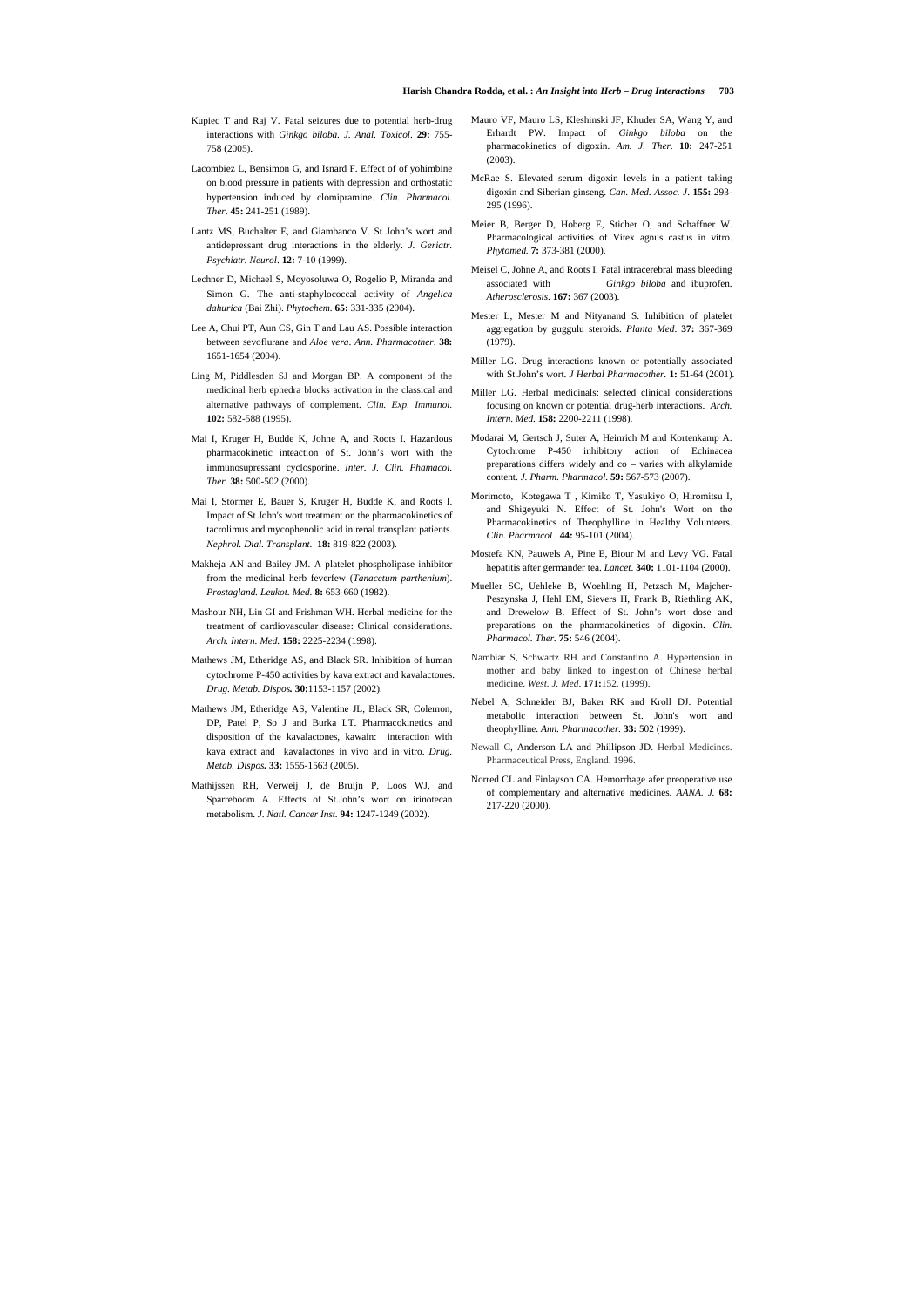Kupiec T and Raj V. Fatal seizures due to potential herb-drug interactions with *Ginkgo biloba*. *J. Anal. Toxicol*. **29:** 755-758 (2005).

Lacombiez L, Bensimon G, and Isnard F. Effect of of yohimbine on blood pressure in patients with depression and orthostatic hypertension induced by clomipramine. *Clin. Pharmacol. Ther*. **45:** 241-251 (1989).

Lantz MS, Buchalter E, and Giambanco V. St John's wort and antidepressant drug interactions in the elderly. *J. Geriatr. Psychiatr. Neurol*. **12:** 7-10 (1999).

Lechner D, Michael S, Moyosoluwa O, Rogelio P, Miranda and Simon G. The anti-staphylococcal activity of *Angelica dahurica* (Bai Zhi). *Phytochem*. **65:** 331-335 (2004).

Lee A, Chui PT, Aun CS, Gin T and Lau AS. Possible interaction between sevoflurane and *Aloe vera*. *Ann. Pharmacother*. **38:** 1651-1654 (2004).

Ling M, Piddlesden SJ and Morgan BP. A component of the medicinal herb ephedra blocks activation in the classical and alternative pathways of complement. *Clin. Exp. Immunol.* **102:** 582-588 (1995).

Mai I, Kruger H, Budde K, Johne A, and Roots I. Hazardous pharmacokinetic inteaction of St. John's wort with the immunosupressant cyclosporine. *Inter. J. Clin. Phamacol. Ther*. **38:** 500-502 (2000).

Mai I, Stormer E, Bauer S, Kruger H, Budde K, and Roots I. Impact of St John's wort treatment on the pharmacokinetics of tacrolimus and mycophenolic acid in renal transplant patients. *Nephrol. Dial. Transplant.* **18:** 819-822 (2003).

Makheja AN and Bailey JM. A platelet phospholipase inhibitor from the medicinal herb feverfew (*Tanacetum parthenium*). *Prostagland. Leukot. Med.* **8:** 653-660 (1982).

Mashour NH, Lin GI and Frishman WH. Herbal medicine for the treatment of cardiovascular disease: Clinical considerations. *Arch. Intern. Med.* **158:** 2225-2234 (1998).

Mathews JM, Etheridge AS, and Black SR. Inhibition of human cytochrome P-450 activities by kava extract and kavalactones. *Drug. Metab. Dispos.* **30:**1153-1157 (2002).

Mathews JM, Etheridge AS, Valentine JL, Black SR, Colemon, DP, Patel P, So J and Burka LT. Pharmacokinetics and disposition of the kavalactones, kawain: interaction with kava extract and kavalactones in vivo and in vitro. *Drug. Metab. Dispos.* **33:** 1555-1563 (2005).

Mathijssen RH, Verweij J, de Bruijn P, Loos WJ, and Sparreboom A. Effects of St.John's wort on irinotecan metabolism. *J. Natl. Cancer Inst*. **94:** 1247-1249 (2002).

Mauro VF, Mauro LS, Kleshinski JF, Khuder SA, Wang Y, and Erhardt PW. Impact of *Ginkgo biloba* on the pharmacokinetics of digoxin. *Am. J. Ther*. **10:** 247-251 (2003).

McRae S. Elevated serum digoxin levels in a patient taking digoxin and Siberian ginseng. *Can. Med. Assoc. J*. **155:** 293-295 (1996).

Meier B, Berger D, Hoberg E, Sticher O, and Schaffner W. Pharmacological activities of Vitex agnus castus in vitro. *Phytomed.* **7:** 373-381 (2000).

Meisel C, Johne A, and Roots I. Fatal intracerebral mass bleeding associated with *Ginkgo biloba* and ibuprofen. *Atherosclerosis.* **167:** 367 (2003).

Mester L, Mester M and Nityanand S. Inhibition of platelet aggregation by guggulu steroids. *Planta Med*. **37:** 367-369 (1979).

Miller LG. Drug interactions known or potentially associated with St.John's wort. *J Herbal Pharmacother*. **1:** 51-64 (2001).

Miller LG. Herbal medicinals: selected clinical considerations focusing on known or potential drug-herb interactions. *Arch. Intern. Med*. **158:** 2200-2211 (1998).

Modarai M, Gertsch J, Suter A, Heinrich M and Kortenkamp A. Cytochrome P-450 inhibitory action of Echinacea preparations differs widely and co – varies with alkylamide content. *J. Pharm. Pharmacol*. **59:** 567-573 (2007).

Morimoto, Kotegawa T , Kimiko T, Yasukiyo O, Hiromitsu I, and Shigeyuki N. Effect of St. John's Wort on the Pharmacokinetics of Theophylline in Healthy Volunteers. *Clin. Pharmacol* . **44:** 95-101 (2004).

Mostefa KN, Pauwels A, Pine E, Biour M and Levy VG. Fatal hepatitis after germander tea. *Lancet*. **340:** 1101-1104 (2000).

Mueller SC, Uehleke B, Woehling H, Petzsch M, Majcher-Peszynska J, Hehl EM, Sievers H, Frank B, Riethling AK, and Drewelow B. Effect of St. John's wort dose and preparations on the pharmacokinetics of digoxin. *Clin. Pharmacol. Ther.* **75:** 546 (2004).

Nambiar S, Schwartz RH and Constantino A. Hypertension in mother and baby linked to ingestion of Chinese herbal medicine. *West. J. Med*. **171:**152. (1999).

Nebel A, Schneider BJ, Baker RK and Kroll DJ. Potential metabolic interaction between St. John's wort and theophylline. *Ann. Pharmacother.* **33:** 502 (1999).

Newall C, Anderson LA and Phillipson JD. Herbal Medicines. Pharmaceutical Press, England. 1996.

Norred CL and Finlayson CA. Hemorrhage afer preoperative use of complementary and alternative medicines. *AANA. J.* **68:** 217-220 (2000).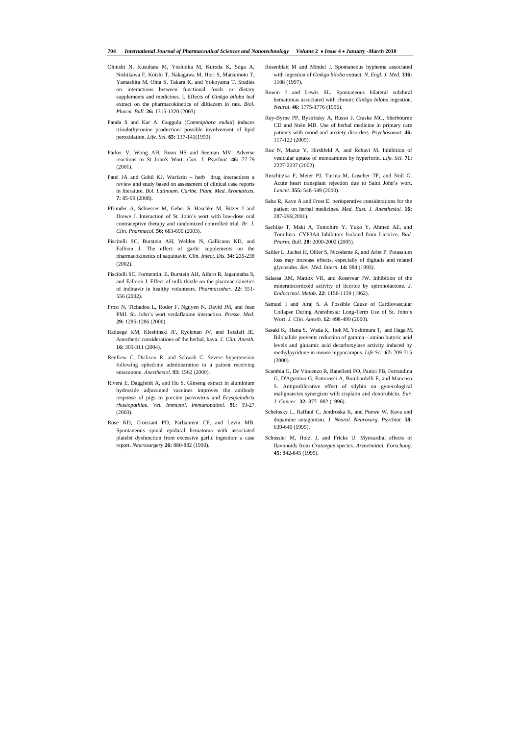Ohnishi N, Kusuhara M, Yoshioka M, Kuroda K, Soga A, Nishikawa F, Koishi T, Nakagawa M, Hori S, Matsumoto T, Yamashita M, Ohta S, Takara K, and Yokoyama T. Studies on interactions between functional foods or dietary supplements and medicines. I. Effects of *Ginkgo biloba* leaf extract on the pharmacokinetics of diltiazem in rats. *Biol. Pharm. Bull.* **26:** 1315-1320 (2003).

Panda S and Kar A. Guggulu (*Commiphora mukul*) induces triiodothyronine production: possible involvement of lipid peroxidation. *Life. Sci.* **65:** 137-141(1999).

Parker V, Wong AH, Boon HS and Seeman MV. Adverse reactions to St John's Wort. *Can. J. Psychiat.* **46:** 77-79 (2001).

Patel JA and Gohil KJ. Warfarin – herb drug interactions a review and study based on assessment of clinical case reports in literature. *Bol. Latinoam. Caribe. Plant. Med. Aromaticas.* **7:** 85-99 (2008).

Pfrunder A, Schiesser M, Geber S, Haschke M, Bitzer J and Drewe J. Interaction of St. John's wort with low-dose oral contraceptive therapy and randomized controlled trial. *Br. J. Clin. Pharmacol.* **56:** 683-690 (2003).

Piscitelli SC, Burstein AH, Welden N, Gallicano KD, and Falloon J. The effect of garlic supplements on the pharmacokinetics of saquinavir. *Clin. Infect. Dis*. **34:** 235-238 (2002).

Piscitelli SC, Formentini E, Burstein AH, Alfaro R, Jagannatha S, and Falloon J. Effect of milk thistle on the pharmacokinetics of indinavir in healthy volunteers. *Pharmacother.* **22:** 551-556 (2002).

Prost N, Tichadou L, Rodor F, Nguyen N, David JM, and Jean PMJ. St. John's wort venlaflaxine interaction. *Presse. Med*. **29:** 1285-1286 (2000).

Raduege KM, Kleshinski JF, Ryckman JV, and Tetzlaff JE. Anesthetic considerations of the herbal, kava. *J. Clin. Anesth.* **16:** 305-311 (2004).

Renfrew C, Dickson R, and Schwab C. Severe hypertension following ephedrine administration in a patient receiving entacapone. *Anesthesiol.* **93:** 1562 (2000).

Rivera E, Daggfeldt A, and Hu S. Ginseng extract in aluminium hydroxide adjuvanted vaccines improves the antibody response of pigs to porcine parvovirus and *Erysipelothrix rhusiopathiae*. *Vet. Immunol. Immunopathol.* **91:** 19-27 (2003).

Rose KD, Croissant PD, Parliament CF, and Levin MB. Spontaneous spinal epidural hematoma with associated platelet dysfunction from excessive garlic ingestion: a case report. *Neurosurgery*.**26:** 880-882 (1990).

Rosenblatt M and Mindel J. Spontaneous hyphema associated with ingestion of *Ginkgo biloba* extract. *N. Engl. J. Med*. **336:** 1108 (1997).

Rowin J and Lewis SL. Spontaneous bilateral subdural hematomas associated with chronic *Ginkgo biloba* ingestion. *Neurol*. **46:** 1775-1776 (1996).

Roy-Byrne PP, Bystritsky A, Russo J, Craske MC, Sherbourne CD and Stein MB. Use of herbal medicine in primary care patients with mood and anxiety disorders. *Psychosomat*. **46:** 117-122 (2005).

Roz N, Mazur Y, Hirshfeld A, and Rehavi M. Inhibition of vesicular uptake of monoamines by hyperforin. *Life. Sci.* **71:** 2227-2237 (2002).

Ruschitzka F, Meier PJ, Turina M, Luscher TF, and Noll G. Acute heart transplant rejection due to Saint John's wort. *Lancet*. **355:** 548-549 (2000).

Saba R, Kaye A and Frost E. perioperative considerations for the patient on herbal medicines. *Med. East. J. Anesthesiol.* **16:** 287-296(2001).

Sachiko T, Maki A, Tomohiro Y, Yuko Y, Ahmed AE, and Tomihisa. CYP3A4 Inhibitors Isolated from Licorice**.** *Biol. Pharm. Bull.* **28:** 2000-2002 (2005).

Sailler L, Juchet H, Ollier S, Nicodeme R, and Arlet P. Potassium loss may increase effects, especially of digitalis and related glycosides. *Rev. Med. Intern*. **14:** 984 (1993).

Salassa RM, Mattox VR, and Rosevear JW. Inhibition of the mineralocorticoid activity of licorice by spironolactone. *J. Endocrinol. Metab*. **22:** 1156-1159 (1962).

Samuel I and Juraj S. A Possible Cause of Cardiovascular Collapse During Anesthesia: Long-Term Use of St. John's Wort. *J. Clin. Anesth.* **12:** 498-499 (2000).

Sasaki K, Hatta S, Wada K, Itoh M, Yoshimura T, and Haga M. Bilobalide prevents reduction of gamma – amino butyric acid levels and glutamic acid decarboxylase activity induced by methylpyridone in mouse hippocampus. *Life Sci.* **67:** 709-715 (2000).

Scambia G, De Vincenzo R, Ranelletti FO, Panici PB, Ferrandina G, D'Agostino G, Fattorossi A, Bombardelli E, and Mancuso S. Antiproliferative effect of silybin on gynecological malignancies synergism with cisplatin and doxorubicin. *Eur. J. Cancer.* **32:** 877- 882 (1996).

Schelosky L, Raffauf C, Jendroska K, and Poewe W. Kava and dopamine antagonism. *J. Neurol. Neurosurg. Psychiat.* **58:** 639-640 (1995).

Schussler M, Holzl J, and Fricke U. Myocardial effects of flavonoids from *Crataegus* species. *Arzneimittel. Forschung*. **45:** 842-845 (1995).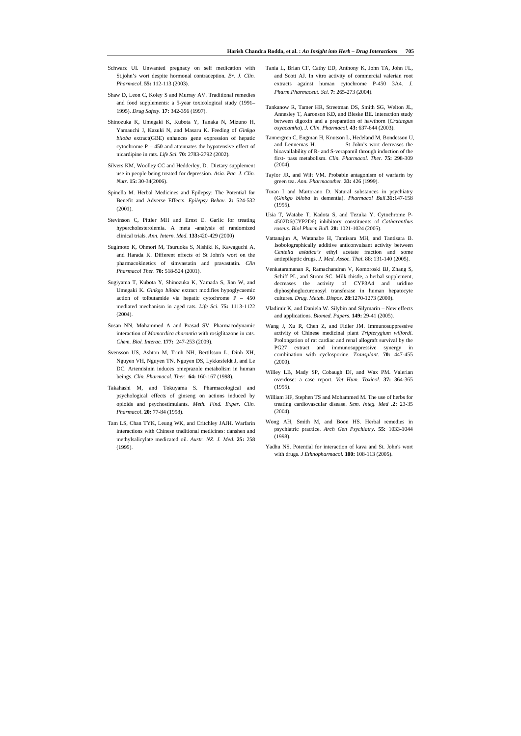Schwarz UI. Unwanted pregnacy on self medication with St.john's wort despite hormonal contraception. *Br. J. Clin. Pharmacol*. **55:** 112-113 (2003).

Shaw D, Leon C, Koley S and Murray AV. Traditional remedies and food supplements: a 5-year toxicological study (1991–1995). *Drug Safety*. **17:** 342-356 (1997).

Shinozuka K, Umegaki K, Kubota Y, Tanaka N, Mizuno H, Yamauchi J, Kazuki N, and Masaru K. Feeding of *Ginkgo biloba* extract(GBE) enhances gene expression of hepatic cytochrome P – 450 and attenuates the hypotensive effect of nicardipine in rats. *Life Sci*. **70:** 2783-2792 (2002).

Silvers KM, Woolley CC and Hedderley, D. Dietary supplement use in people being treated for depression. *Asia. Pac. J. Clin. Nutr*. **15:** 30-34(2006).

Spinella M. Herbal Medicines and Epilepsy: The Potential for Benefit and Adverse Effects. *Epilepsy Behav*. **2:** 524-532 (2001).

Stevinson C, Pittler MH and Ernst E. Garlic for treating hypercholesterolemia. A meta -analysis of randomized clinical trials. *Ann. Intern. Med*. **133:**420-429 (2000)

Sugimoto K, Ohmori M, Tsuruoka S, Nishiki K, Kawaguchi A, and Harada K. Different effects of St John's wort on the pharmacokinetics of simvastatin and pravastatin. *Clin Pharmacol Ther*. **70:** 518-524 (2001).

Sugiyama T, Kubota Y, Shinozuka K, Yamada S, Jian W, and Umegaki K. *Ginkgo biloba* extract modifies hypoglycaemic action of tolbutamide via hepatic cytochrome P – 450 mediated mechanism in aged rats. *Life Sci.* **75:** 1113-1122 (2004).

Susan NN, Mohammed A and Prasad SV. Pharmacodynamic interaction of *Momordica charantia* with rosiglitazone in rats. *Chem. Biol. Interac.* **177:** 247-253 (2009).

Svensson US, Ashton M, Trinh NH, Bertilsson L, Dinh XH, Nguyen VH, Nguyen TN, Nguyen DS, Lykkesfeldt J, and Le DC. Artemisinin induces omeprazole metabolism in human beings. *Clin. Pharmacol. Ther*. **64:** 160-167 (1998).

Takahashi M, and Tokuyama S. Pharmacological and psychological effects of ginseng on actions induced by opioids and psychostimulants. *Meth. Find. Exper. Clin. Pharmacol*. **20:** 77-84 (1998).

Tam LS, Chan TYK, Leung WK, and Critchley JAJH. Warfarin interactions with Chinese traditional medicines: danshen and methylsalicylate medicated oil. *Austr. NZ. J. Med.* **25:** 258 (1995).

Tania L, Brian CF, Cathy ED, Anthony K, John TA, John FL, and Scott AJ. In vitro activity of commercial valerian root extracts against human cytochrome P-450 3A4. *J. Pharm.Pharmaceut. Sci.* **7:** 265-273 (2004).

Tankanow R, Tamer HR, Streetman DS, Smith SG, Welton JL, Annesley T, Aaronson KD, and Bleske BE. Interaction study between digoxin and a preparation of hawthorn (*Crataegus oxyacantha*). *J. Clin. Pharmacol*. **43:** 637-644 (2003).

Tannergren C, Engman H, Knutson L, Hedeland M, Bondesson U, and Lennernas H. St John's wort decreases the bioavailability of R- and S-verapamil through induction of the first- pass metabolism. *Clin. Pharmacol. Ther*. **75:** 298-309 (2004).

Taylor JR, and Wilt VM. Probable antagonism of warfarin by green tea. *Ann. Pharmacother*. **33:** 426 (1999).

Turan I and Martorano D. Natural substances in psychiatry (*Ginkgo biloba* in dementia). *Pharmacol Bull*.**31:**147-158 (1995).

Usia T, Watabe T, Kadota S, and Tezuka Y. Cytochrome P-4502D6(CYP2D6) inhibitory constituents of *Catharanthus roseus*. *Biol Pharm Bull*. **28:** 1021-1024 (2005).

Vattanajun A, Watanabe H, Tantisara MH, and Tantisara B. Isobolographically additive anticonvulsant activity between *Centella asiatica's* ethyl acetate fraction and some antiepileptic drugs. *J. Med. Assoc. Thai*. 88: 131-140 (2005).

Venkataramanan R, Ramachandran V, Komoroski BJ, Zhang S, Schiff PL, and Strom SC. Milk thistle, a herbal supplement, decreases the activity of CYP3A4 and uridine diphosphoglucuronosyl transferase in human hepatocyte cultures. *Drug. Metab. Dispos*. **28:**1270-1273 (2000).

Vladimir K, and Daniela W. Silybin and Silymarin – New effects and applications. *Biomed. Papers*. **149:** 29-41 (2005).

Wang J, Xu R, Chen Z, and Fidler JM. Immunosuppressive activity of Chinese medicinal plant *Tripterygium wilfordi*. Prolongation of rat cardiac and renal allograft survival by the PG27 extract and immunosuppressive synergy in combination with cyclosporine. *Transplant.* **70:** 447-455 (2000).

Willey LB, Mady SP, Cobaugh DJ, and Wax PM. Valerian overdose: a case report. *Vet Hum. Toxicol*. **37:** 364-365 (1995).

William HF, Stephen TS and Mohammed M. The use of herbs for treating cardiovascular disease. *Sem. Integ. Med* .**2:** 23-35 (2004).

Wong AH, Smith M, and Boon HS. Herbal remedies in psychiatric practice. *Arch Gen Psychiatry*. **55:** 1033-1044 (1998).

Yadhu NS. Potential for interaction of kava and St. John's wort with drugs. *J Ethnopharmacol.* **100:** 108-113 (2005).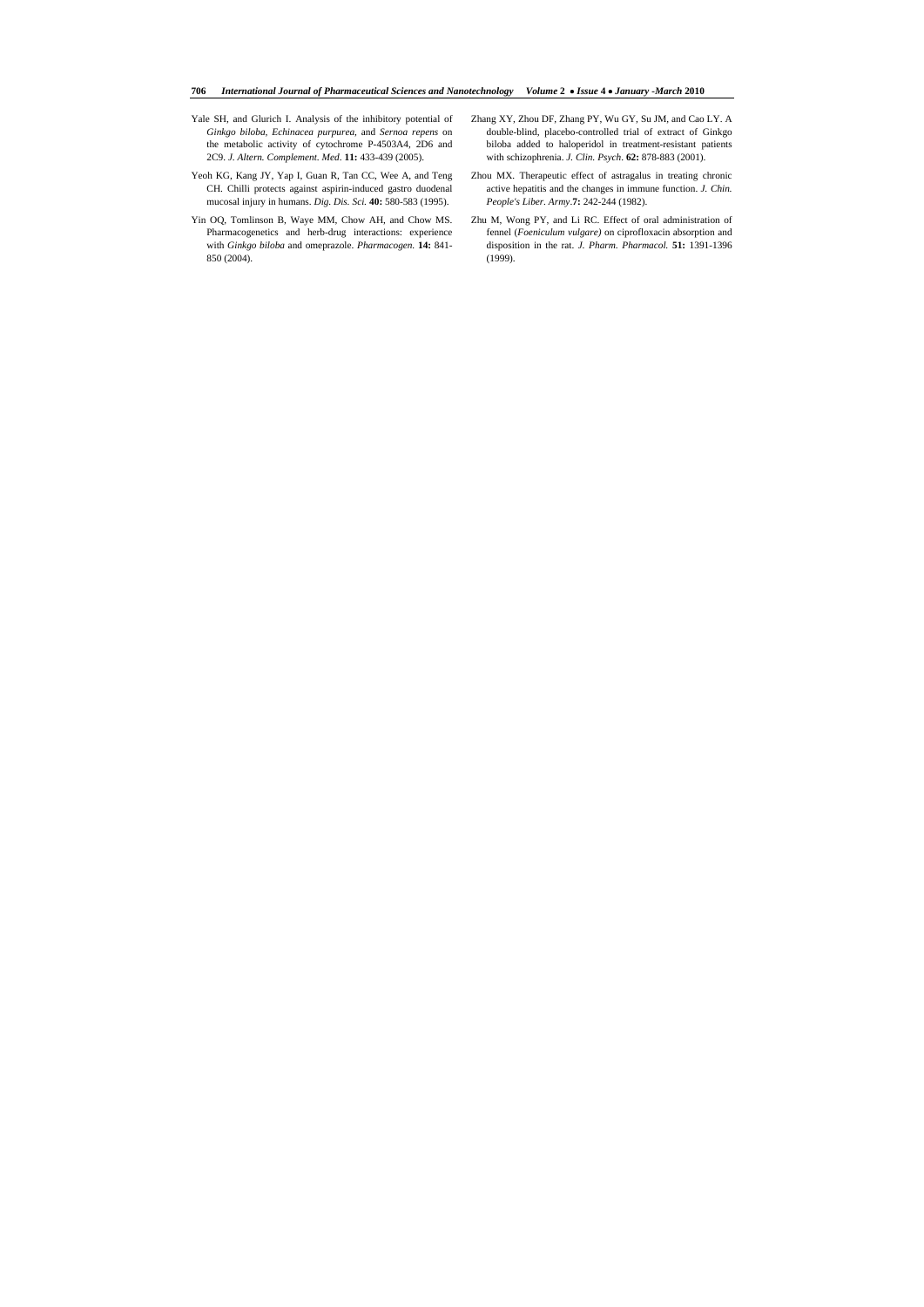Yale SH, and Glurich I. Analysis of the inhibitory potential of *Ginkgo biloba*, *Echinacea purpurea*, and *Sernoa repens* on the metabolic activity of cytochrome P-4503A4, 2D6 and 2C9. *J. Altern. Complement. Med*. **11:** 433-439 (2005).

Yeoh KG, Kang JY, Yap I, Guan R, Tan CC, Wee A, and Teng CH. Chilli protects against aspirin-induced gastro duodenal mucosal injury in humans. *Dig. Dis. Sci.* **40:** 580-583 (1995).

Yin OQ, Tomlinson B, Waye MM, Chow AH, and Chow MS. Pharmacogenetics and herb-drug interactions: experience with *Ginkgo biloba* and omeprazole. *Pharmacogen.* **14:** 841-850 (2004).

Zhang XY, Zhou DF, Zhang PY, Wu GY, Su JM, and Cao LY. A double-blind, placebo-controlled trial of extract of Ginkgo biloba added to haloperidol in treatment-resistant patients with schizophrenia. *J. Clin. Psych*. **62:** 878-883 (2001).

Zhou MX. Therapeutic effect of astragalus in treating chronic active hepatitis and the changes in immune function. *J. Chin. People's Liber. Army*.**7:** 242-244 (1982).

Zhu M, Wong PY, and Li RC. Effect of oral administration of fennel (*Foeniculum vulgare)* on ciprofloxacin absorption and disposition in the rat. *J. Pharm. Pharmacol.* **51:** 1391-1396 (1999).